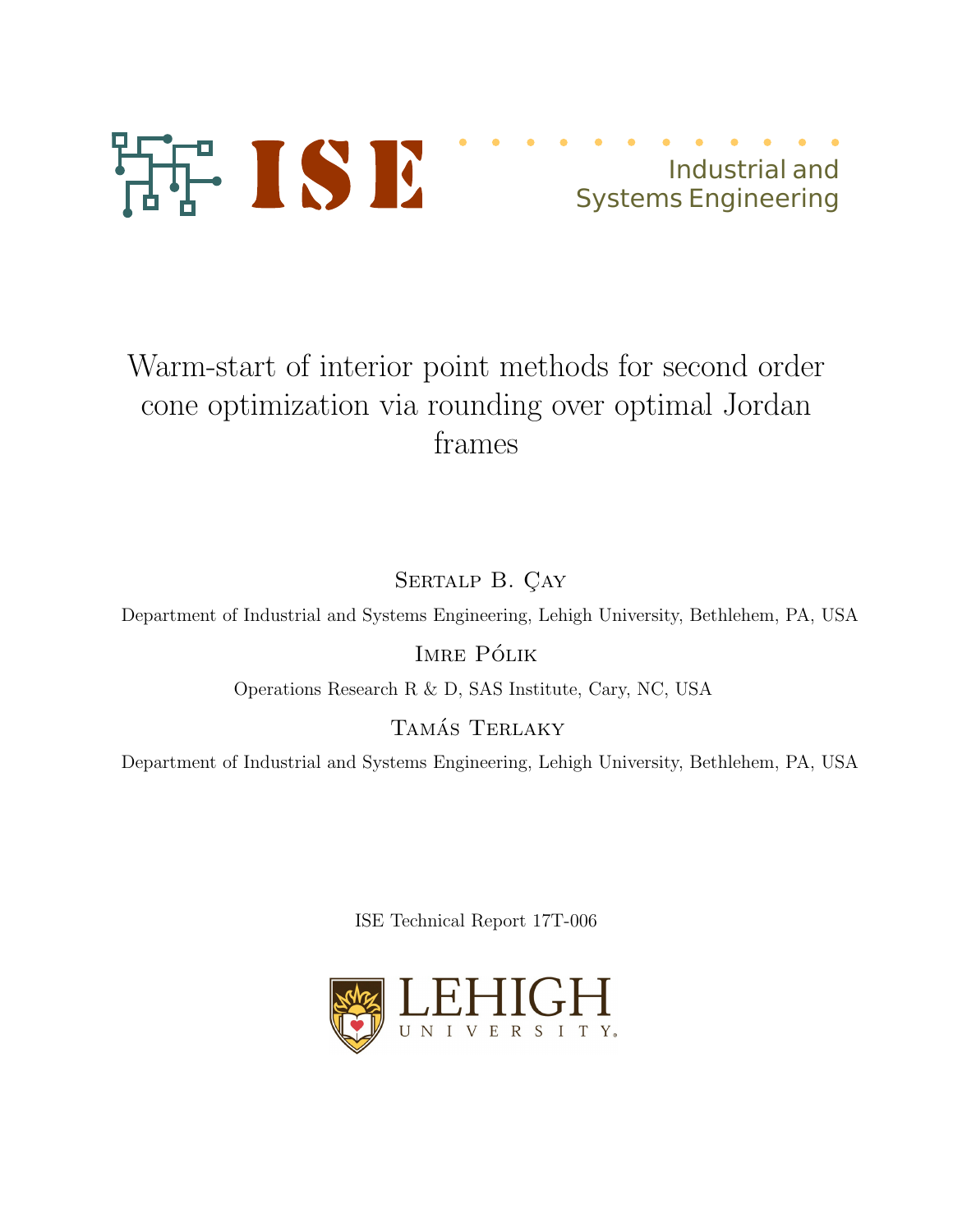ISE

Industrial and Systems Engineering

# Warm-start of interior point methods for second order cone optimization via rounding over optimal Jordan frames

Sertalp B. Çay

Department of Industrial and Systems Engineering, Lehigh University, Bethlehem, PA, USA

Imre Pólik

Operations Research R & D, SAS Institute, Cary, NC, USA

Tamás Terlaky

Department of Industrial and Systems Engineering, Lehigh University, Bethlehem, PA, USA

ISE Technical Report 17T-006

LEHIGH UNIVERSITY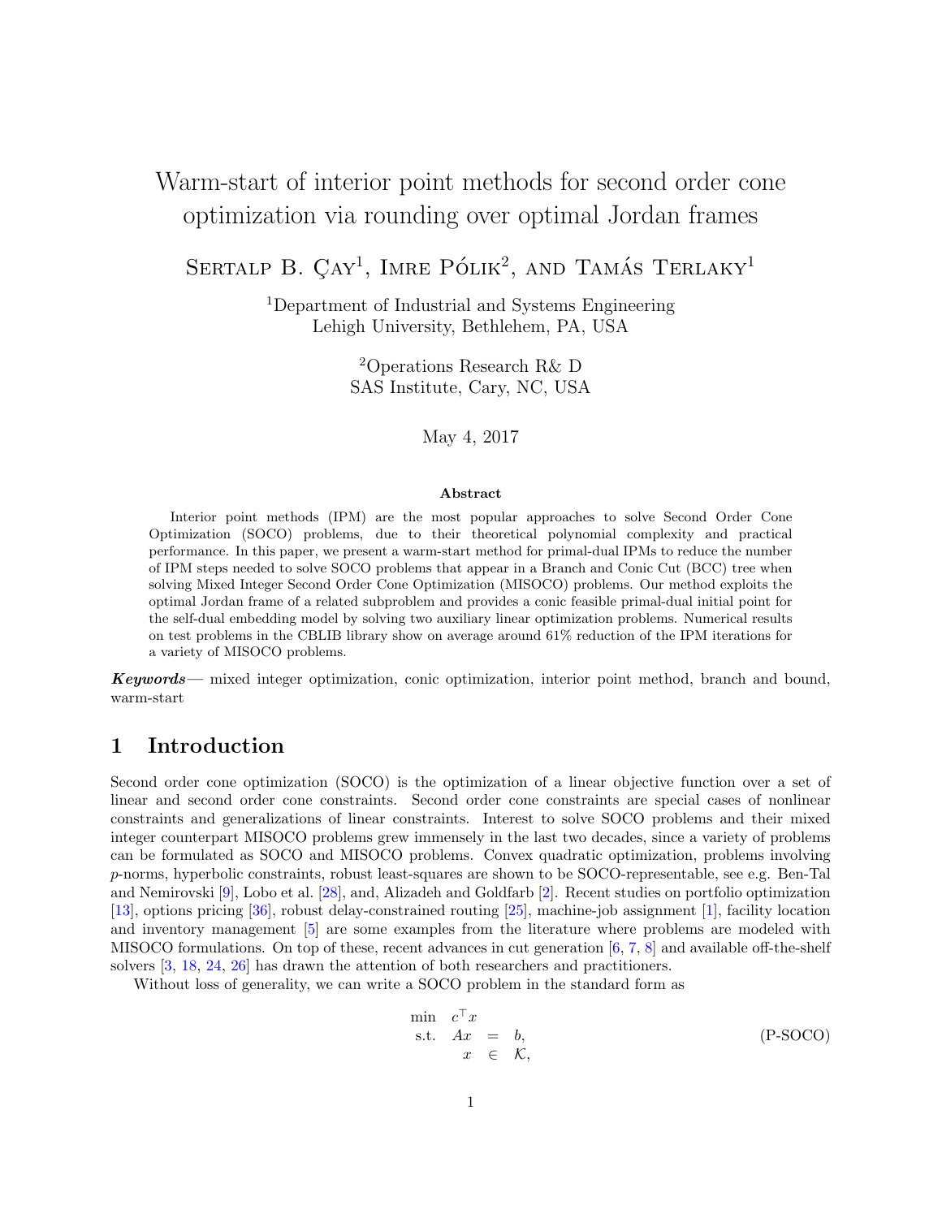# Warm-start of interior point methods for second order cone optimization via rounding over optimal Jordan frames

Sertalp B. Çay[1], Imre Pólik[2], and Tamás Terlaky[1]

[1]Department of Industrial and Systems Engineering
Lehigh University, Bethlehem, PA, USA

[2]Operations Research R& D
SAS Institute, Cary, NC, USA

May 4, 2017

**Abstract**

Interior point methods (IPM) are the most popular approaches to solve Second Order Cone Optimization (SOCO) problems, due to their theoretical polynomial complexity and practical performance. In this paper, we present a warm-start method for primal-dual IPMs to reduce the number of IPM steps needed to solve SOCO problems that appear in a Branch and Conic Cut (BCC) tree when solving Mixed Integer Second Order Cone Optimization (MISOCO) problems. Our method exploits the optimal Jordan frame of a related subproblem and provides a conic feasible primal-dual initial point for the self-dual embedding model by solving two auxiliary linear optimization problems. Numerical results on test problems in the CBLIB library show on average around 61% reduction of the IPM iterations for a variety of MISOCO problems.

***Keywords***— mixed integer optimization, conic optimization, interior point method, branch and bound, warm-start

## 1 Introduction

Second order cone optimization (SOCO) is the optimization of a linear objective function over a set of linear and second order cone constraints. Second order cone constraints are special cases of nonlinear constraints and generalizations of linear constraints. Interest to solve SOCO problems and their mixed integer counterpart MISOCO problems grew immensely in the last two decades, since a variety of problems can be formulated as SOCO and MISOCO problems. Convex quadratic optimization, problems involving $p$-norms, hyperbolic constraints, robust least-squares are shown to be SOCO-representable, see e.g. Ben-Tal and Nemirovski [9], Lobo et al. [28], and, Alizadeh and Goldfarb [2]. Recent studies on portfolio optimization [13], options pricing [36], robust delay-constrained routing [25], machine-job assignment [1], facility location and inventory management [5] are some examples from the literature where problems are modeled with MISOCO formulations. On top of these, recent advances in cut generation [6, 7, 8] and available off-the-shelf solvers [3, 18, 24, 26] has drawn the attention of both researchers and practitioners.

Without loss of generality, we can write a SOCO problem in the standard form as

$$\begin{array}{rrcl} \min & c^\top x & & \\ \text{s.t.} & Ax & = & b, \\ & x & \in & \mathcal{K}, \end{array} \tag{P-SOCO}$$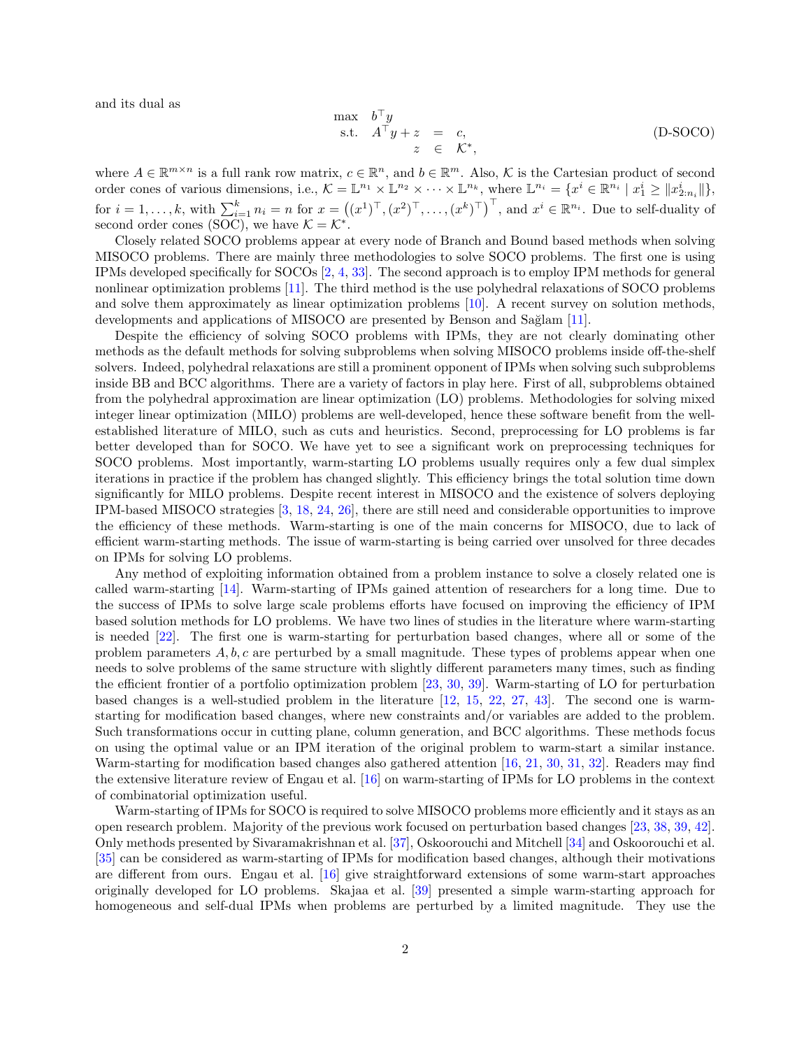and its dual as

$$
\begin{array}{rrcl}
\max & b^\top y & & \\
\text{s.t.} & A^\top y + z & = & c, \\
& z & \in & \mathcal{K}^*,
\end{array}
\tag{D-SOCO}
$$

where $A \in \mathbb{R}^{m\times n}$ is a full rank row matrix, $c \in \mathbb{R}^n$, and $b \in \mathbb{R}^m$. Also, $\mathcal{K}$ is the Cartesian product of second order cones of various dimensions, i.e., $\mathcal{K} = \mathbb{L}^{n_1} \times \mathbb{L}^{n_2} \times \cdots \times \mathbb{L}^{n_k}$, where $\mathbb{L}^{n_i} = \{x^i \in \mathbb{R}^{n_i} \mid x_1^i \geq \|x^i_{2:n_i}\|\}$, for $i = 1, \dots, k$, with $\sum_{i=1}^k n_i = n$ for $x = \left((x^1)^\top, (x^2)^\top, \dots, (x^k)^\top\right)^\top$, and $x^i \in \mathbb{R}^{n_i}$. Due to self-duality of second order cones (SOC), we have $\mathcal{K} = \mathcal{K}^*$.

Closely related SOCO problems appear at every node of Branch and Bound based methods when solving MISOCO problems. There are mainly three methodologies to solve SOCO problems. The first one is using IPMs developed specifically for SOCOs [2, 4, 33]. The second approach is to employ IPM methods for general nonlinear optimization problems [11]. The third method is the use polyhedral relaxations of SOCO problems and solve them approximately as linear optimization problems [10]. A recent survey on solution methods, developments and applications of MISOCO are presented by Benson and Sağlam [11].

Despite the efficiency of solving SOCO problems with IPMs, they are not clearly dominating other methods as the default methods for solving subproblems when solving MISOCO problems inside off-the-shelf solvers. Indeed, polyhedral relaxations are still a prominent opponent of IPMs when solving such subproblems inside BB and BCC algorithms. There are a variety of factors in play here. First of all, subproblems obtained from the polyhedral approximation are linear optimization (LO) problems. Methodologies for solving mixed integer linear optimization (MILO) problems are well-developed, hence these software benefit from the well-established literature of MILO, such as cuts and heuristics. Second, preprocessing for LO problems is far better developed than for SOCO. We have yet to see a significant work on preprocessing techniques for SOCO problems. Most importantly, warm-starting LO problems usually requires only a few dual simplex iterations in practice if the problem has changed slightly. This efficiency brings the total solution time down significantly for MILO problems. Despite recent interest in MISOCO and the existence of solvers deploying IPM-based MISOCO strategies [3, 18, 24, 26], there are still need and considerable opportunities to improve the efficiency of these methods. Warm-starting is one of the main concerns for MISOCO, due to lack of efficient warm-starting methods. The issue of warm-starting is being carried over unsolved for three decades on IPMs for solving LO problems.

Any method of exploiting information obtained from a problem instance to solve a closely related one is called warm-starting [14]. Warm-starting of IPMs gained attention of researchers for a long time. Due to the success of IPMs to solve large scale problems efforts have focused on improving the efficiency of IPM based solution methods for LO problems. We have two lines of studies in the literature where warm-starting is needed [22]. The first one is warm-starting for perturbation based changes, where all or some of the problem parameters $A, b, c$ are perturbed by a small magnitude. These types of problems appear when one needs to solve problems of the same structure with slightly different parameters many times, such as finding the efficient frontier of a portfolio optimization problem [23, 30, 39]. Warm-starting of LO for perturbation based changes is a well-studied problem in the literature [12, 15, 22, 27, 43]. The second one is warm-starting for modification based changes, where new constraints and/or variables are added to the problem. Such transformations occur in cutting plane, column generation, and BCC algorithms. These methods focus on using the optimal value or an IPM iteration of the original problem to warm-start a similar instance. Warm-starting for modification based changes also gathered attention [16, 21, 30, 31, 32]. Readers may find the extensive literature review of Engau et al. [16] on warm-starting of IPMs for LO problems in the context of combinatorial optimization useful.

Warm-starting of IPMs for SOCO is required to solve MISOCO problems more efficiently and it stays as an open research problem. Majority of the previous work focused on perturbation based changes [23, 38, 39, 42]. Only methods presented by Sivaramakrishnan et al. [37], Oskoorouchi and Mitchell [34] and Oskoorouchi et al. [35] can be considered as warm-starting of IPMs for modification based changes, although their motivations are different from ours. Engau et al. [16] give straightforward extensions of some warm-start approaches originally developed for LO problems. Skajaa et al. [39] presented a simple warm-starting approach for homogeneous and self-dual IPMs when problems are perturbed by a limited magnitude. They use the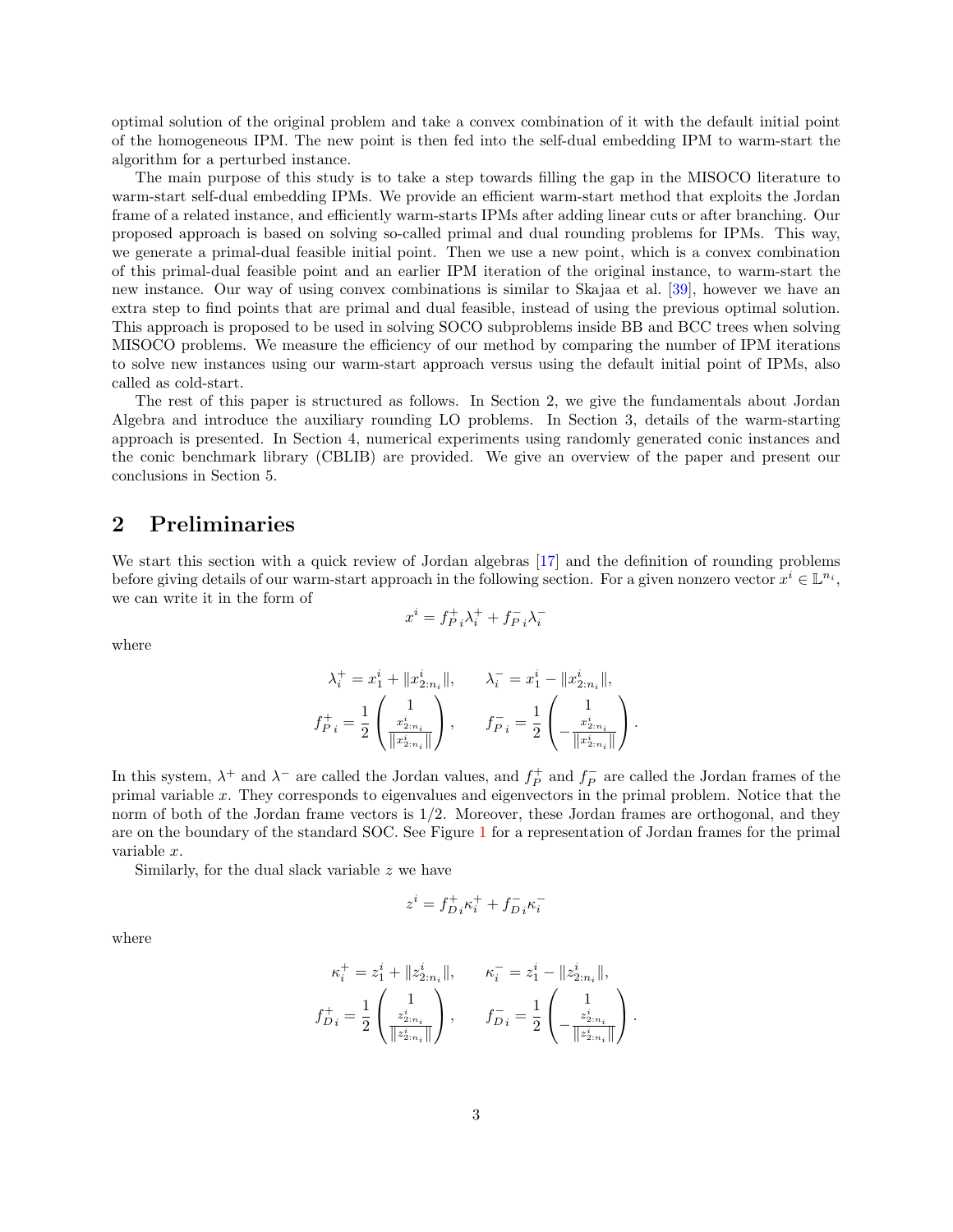optimal solution of the original problem and take a convex combination of it with the default initial point of the homogeneous IPM. The new point is then fed into the self-dual embedding IPM to warm-start the algorithm for a perturbed instance.

The main purpose of this study is to take a step towards filling the gap in the MISOCO literature to warm-start self-dual embedding IPMs. We provide an efficient warm-start method that exploits the Jordan frame of a related instance, and efficiently warm-starts IPMs after adding linear cuts or after branching. Our proposed approach is based on solving so-called primal and dual rounding problems for IPMs. This way, we generate a primal-dual feasible initial point. Then we use a new point, which is a convex combination of this primal-dual feasible point and an earlier IPM iteration of the original instance, to warm-start the new instance. Our way of using convex combinations is similar to Skajaa et al. [39], however we have an extra step to find points that are primal and dual feasible, instead of using the previous optimal solution. This approach is proposed to be used in solving SOCO subproblems inside BB and BCC trees when solving MISOCO problems. We measure the efficiency of our method by comparing the number of IPM iterations to solve new instances using our warm-start approach versus using the default initial point of IPMs, also called as cold-start.

The rest of this paper is structured as follows. In Section 2, we give the fundamentals about Jordan Algebra and introduce the auxiliary rounding LO problems. In Section 3, details of the warm-starting approach is presented. In Section 4, numerical experiments using randomly generated conic instances and the conic benchmark library (CBLIB) are provided. We give an overview of the paper and present our conclusions in Section 5.

## 2 Preliminaries

We start this section with a quick review of Jordan algebras [17] and the definition of rounding problems before giving details of our warm-start approach in the following section. For a given nonzero vector $x^i \in \mathbb{L}^{n_i}$, we can write it in the form of

$$x^i = {f_P^+}_i \lambda_i^+ + {f_P^-}_i \lambda_i^-$$

where

$$\lambda_i^+ = x_1^i + \|x_{2:n_i}^i\|, \qquad \lambda_i^- = x_1^i - \|x_{2:n_i}^i\|,$$

$${f_P^+}_i = \frac{1}{2}\begin{pmatrix} 1 \\ \frac{x_{2:n_i}^i}{\|x_{2:n_i}^i\|} \end{pmatrix}, \qquad {f_P^-}_i = \frac{1}{2}\begin{pmatrix} 1 \\ -\frac{x_{2:n_i}^i}{\|x_{2:n_i}^i\|} \end{pmatrix}.$$

In this system, $\lambda^+$ and $\lambda^-$ are called the Jordan values, and $f_P^+$ and $f_P^-$ are called the Jordan frames of the primal variable $x$. They corresponds to eigenvalues and eigenvectors in the primal problem. Notice that the norm of both of the Jordan frame vectors is 1/2. Moreover, these Jordan frames are orthogonal, and they are on the boundary of the standard SOC. See Figure 1 for a representation of Jordan frames for the primal variable $x$.

Similarly, for the dual slack variable $z$ we have

$$z^i = {f_D^+}_i \kappa_i^+ + {f_D^-}_i \kappa_i^-$$

where

$$\kappa_i^+ = z_1^i + \|z_{2:n_i}^i\|, \qquad \kappa_i^- = z_1^i - \|z_{2:n_i}^i\|,$$

$${f_D^+}_i = \frac{1}{2}\begin{pmatrix} 1 \\ \frac{z_{2:n_i}^i}{\|z_{2:n_i}^i\|} \end{pmatrix}, \qquad {f_D^-}_i = \frac{1}{2}\begin{pmatrix} 1 \\ -\frac{z_{2:n_i}^i}{\|z_{2:n_i}^i\|} \end{pmatrix}.$$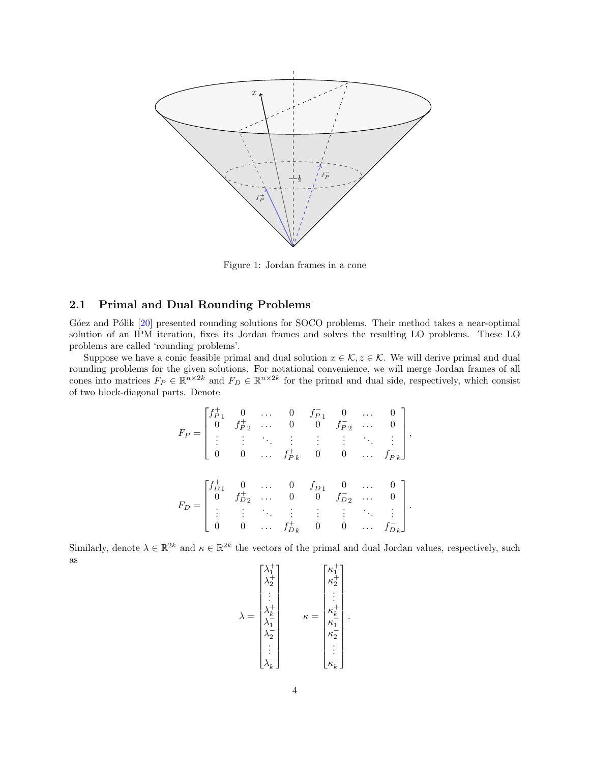Figure 1: Jordan frames in a cone

## 2.1 Primal and Dual Rounding Problems

Góez and Pólik [20] presented rounding solutions for SOCO problems. Their method takes a near-optimal solution of an IPM iteration, fixes its Jordan frames and solves the resulting LO problems. These LO problems are called 'rounding problems'.

Suppose we have a conic feasible primal and dual solution $x \in \mathcal{K}, z \in \mathcal{K}$. We will derive primal and dual rounding problems for the given solutions. For notational convenience, we will merge Jordan frames of all cones into matrices $F_P \in \mathbb{R}^{n \times 2k}$ and $F_D \in \mathbb{R}^{n \times 2k}$ for the primal and dual side, respectively, which consist of two block-diagonal parts. Denote

$$
F_P = \begin{bmatrix} f_{P\,1}^+ & 0 & \dots & 0 & f_{P\,1}^- & 0 & \dots & 0 \\ 0 & f_{P\,2}^+ & \dots & 0 & 0 & f_{P\,2}^- & \dots & 0 \\ \vdots & \vdots & \ddots & \vdots & \vdots & \vdots & \ddots & \vdots \\ 0 & 0 & \dots & f_{P\,k}^+ & 0 & 0 & \dots & f_{P\,k}^- \end{bmatrix},
$$

$$
F_D = \begin{bmatrix} f_{D\,1}^+ & 0 & \dots & 0 & f_{D\,1}^- & 0 & \dots & 0 \\ 0 & f_{D\,2}^+ & \dots & 0 & 0 & f_{D\,2}^- & \dots & 0 \\ \vdots & \vdots & \ddots & \vdots & \vdots & \vdots & \ddots & \vdots \\ 0 & 0 & \dots & f_{D\,k}^+ & 0 & 0 & \dots & f_{D\,k}^- \end{bmatrix}.
$$

Similarly, denote $\lambda \in \mathbb{R}^{2k}$ and $\kappa \in \mathbb{R}^{2k}$ the vectors of the primal and dual Jordan values, respectively, such as

$$
\lambda = \begin{bmatrix} \lambda_1^+ \\ \lambda_2^+ \\ \vdots \\ \lambda_k^+ \\ \lambda_1^- \\ \lambda_2^- \\ \vdots \\ \lambda_k^- \end{bmatrix} \qquad \kappa = \begin{bmatrix} \kappa_1^+ \\ \kappa_2^+ \\ \vdots \\ \kappa_k^+ \\ \kappa_1^- \\ \kappa_2^- \\ \vdots \\ \kappa_k^- \end{bmatrix}.
$$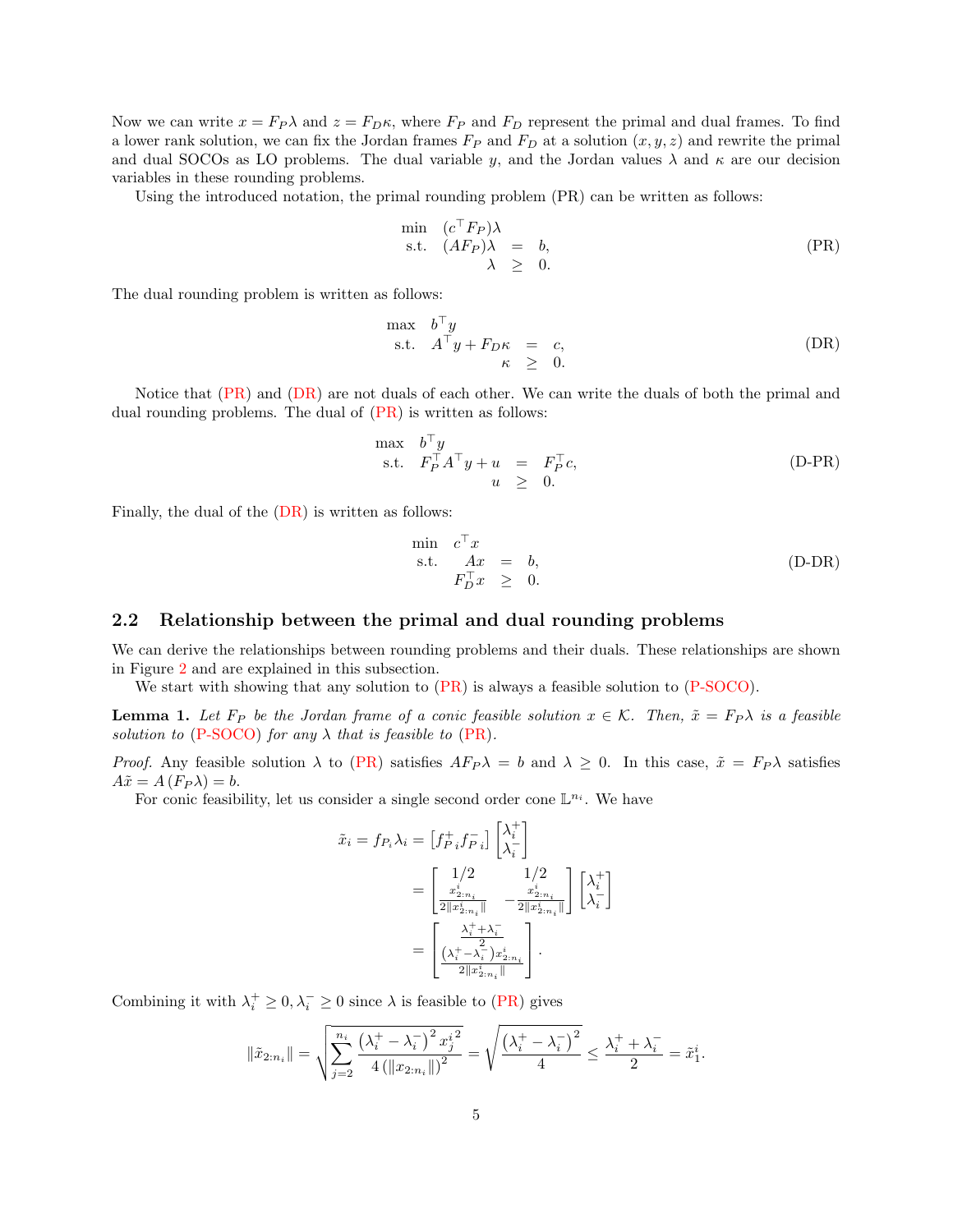Now we can write $x = F_P\lambda$ and $z = F_D\kappa$, where $F_P$ and $F_D$ represent the primal and dual frames. To find a lower rank solution, we can fix the Jordan frames $F_P$ and $F_D$ at a solution $(x, y, z)$ and rewrite the primal and dual SOCOs as LO problems. The dual variable $y$, and the Jordan values $\lambda$ and $\kappa$ are our decision variables in these rounding problems.

Using the introduced notation, the primal rounding problem (PR) can be written as follows:

$$\begin{array}{rrcl} \min & (c^\top F_P)\lambda & & \\ \text{s.t.} & (AF_P)\lambda & = & b, \\ & \lambda & \geq & 0. \end{array} \tag{PR}$$

The dual rounding problem is written as follows:

$$\begin{array}{rrcl} \max & b^\top y & & \\ \text{s.t.} & A^\top y + F_D\kappa & = & c, \\ & \kappa & \geq & 0. \end{array} \tag{DR}$$

Notice that (PR) and (DR) are not duals of each other. We can write the duals of both the primal and dual rounding problems. The dual of (PR) is written as follows:

$$\begin{array}{rrcl} \max & b^\top y & & \\ \text{s.t.} & F_P^\top A^\top y + u & = & F_P^\top c, \\ & u & \geq & 0. \end{array} \tag{D-PR}$$

Finally, the dual of the (DR) is written as follows:

$$\begin{array}{rrcl} \min & c^\top x & & \\ \text{s.t.} & Ax & = & b, \\ & F_D^\top x & \geq & 0. \end{array} \tag{D-DR}$$

## 2.2 Relationship between the primal and dual rounding problems

We can derive the relationships between rounding problems and their duals. These relationships are shown in Figure 2 and are explained in this subsection.

We start with showing that any solution to (PR) is always a feasible solution to (P-SOCO).

**Lemma 1.** *Let $F_P$ be the Jordan frame of a conic feasible solution $x \in \mathcal{K}$. Then, $\tilde{x} = F_P\lambda$ is a feasible solution to (P-SOCO) for any $\lambda$ that is feasible to (PR).*

*Proof.* Any feasible solution $\lambda$ to (PR) satisfies $AF_P\lambda = b$ and $\lambda \geq 0$. In this case, $\tilde{x} = F_P\lambda$ satisfies $A\tilde{x} = A(F_P\lambda) = b$.

For conic feasibility, let us consider a single second order cone $\mathbb{L}^{n_i}$. We have

$$\begin{aligned} \tilde{x}_i = f_{P_i}\lambda_i &= \begin{bmatrix} f_{P\,i}^{+} f_{P\,i}^{-} \end{bmatrix} \begin{bmatrix} \lambda_i^+ \\ \lambda_i^- \end{bmatrix} \\ &= \begin{bmatrix} 1/2 & 1/2 \\ \frac{x^i_{2:n_i}}{2\|x^i_{2:n_i}\|} & -\frac{x^i_{2:n_i}}{2\|x^i_{2:n_i}\|} \end{bmatrix} \begin{bmatrix} \lambda_i^+ \\ \lambda_i^- \end{bmatrix} \\ &= \begin{bmatrix} \frac{\lambda_i^+ + \lambda_i^-}{2} \\ \frac{(\lambda_i^+ - \lambda_i^-)x^i_{2:n_i}}{2\|x^i_{2:n_i}\|} \end{bmatrix}. \end{aligned}$$

Combining it with $\lambda_i^+ \geq 0, \lambda_i^- \geq 0$ since $\lambda$ is feasible to (PR) gives

$$\|\tilde{x}_{2:n_i}\| = \sqrt{\sum_{j=2}^{n_i} \frac{\left(\lambda_i^+ - \lambda_i^-\right)^2 {x_j^i}^2}{4\left(\|x_{2:n_i}\|\right)^2}} = \sqrt{\frac{\left(\lambda_i^+ - \lambda_i^-\right)^2}{4}} \leq \frac{\lambda_i^+ + \lambda_i^-}{2} = \tilde{x}_1^i.$$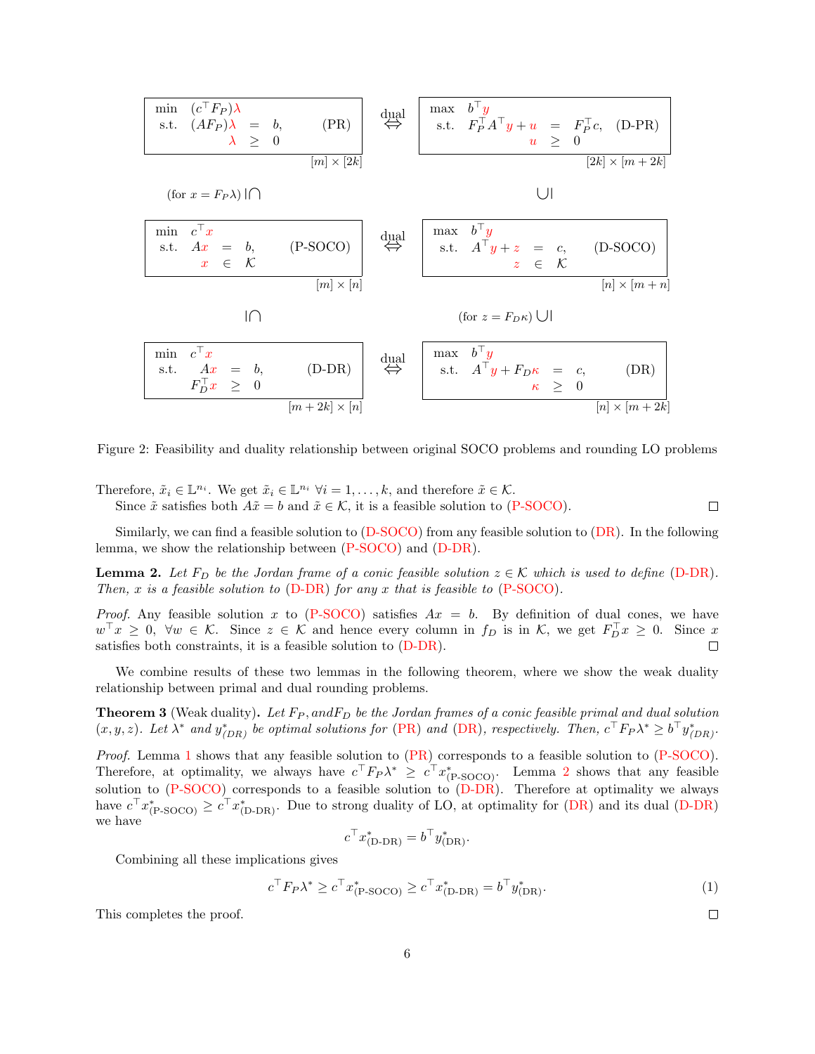$$
\begin{array}{|llcll|}
\hline
\min & (c^\top F_P)\lambda & & & \\
\text{s.t.} & (AF_P)\lambda & = & b, & \text{(PR)} \\
& \lambda & \geq & 0 & \\
\hline
\end{array}_{[m]\times[2k]}
\quad \overset{\text{dual}}{\Leftrightarrow} \quad
\begin{array}{|llcll|}
\hline
\max & b^\top y & & & \\
\text{s.t.} & F_P^\top A^\top y + u & = & F_P^\top c, & \text{(D-PR)} \\
& u & \geq & 0 & \\
\hline
\end{array}_{[2k]\times[m+2k]}
$$

$$
(\text{for } x = F_P\lambda) \ |\!\cap \qquad\qquad\qquad\qquad \cup\!|
$$

$$
\begin{array}{|llcll|}
\hline
\min & c^\top x & & & \\
\text{s.t.} & Ax & = & b, & \text{(P-SOCO)} \\
& x & \in & \mathcal{K} & \\
\hline
\end{array}_{[m]\times[n]}
\quad \overset{\text{dual}}{\Leftrightarrow} \quad
\begin{array}{|llcll|}
\hline
\max & b^\top y & & & \\
\text{s.t.} & A^\top y + z & = & c, & \text{(D-SOCO)} \\
& z & \in & \mathcal{K} & \\
\hline
\end{array}_{[n]\times[m+n]}
$$

$$
|\!\cap \qquad\qquad\qquad\qquad (\text{for } z = F_D\kappa) \ \cup\!|
$$

$$
\begin{array}{|llcll|}
\hline
\min & c^\top x & & & \\
\text{s.t.} & Ax & = & b, & \text{(D-DR)} \\
& F_D^\top x & \geq & 0 & \\
\hline
\end{array}_{[m+2k]\times[n]}
\quad \overset{\text{dual}}{\Leftrightarrow} \quad
\begin{array}{|llcll|}
\hline
\max & b^\top y & & & \\
\text{s.t.} & A^\top y + F_D\kappa & = & c, & \text{(DR)} \\
& \kappa & \geq & 0 & \\
\hline
\end{array}_{[n]\times[m+2k]}
$$

Figure 2: Feasibility and duality relationship between original SOCO problems and rounding LO problems

Therefore, $\tilde{x}_i \in \mathbb{L}^{n_i}$. We get $\tilde{x}_i \in \mathbb{L}^{n_i}$ $\forall i = 1, \ldots, k$, and therefore $\tilde{x} \in \mathcal{K}$.

Since $\tilde{x}$ satisfies both $A\tilde{x} = b$ and $\tilde{x} \in \mathcal{K}$, it is a feasible solution to (P-SOCO). □

Similarly, we can find a feasible solution to (D-SOCO) from any feasible solution to (DR). In the following lemma, we show the relationship between (P-SOCO) and (D-DR).

**Lemma 2.** *Let $F_D$ be the Jordan frame of a conic feasible solution $z \in \mathcal{K}$ which is used to define (D-DR). Then, $x$ is a feasible solution to (D-DR) for any $x$ that is feasible to (P-SOCO).*

*Proof.* Any feasible solution $x$ to (P-SOCO) satisfies $Ax = b$. By definition of dual cones, we have $w^\top x \geq 0$, $\forall w \in \mathcal{K}$. Since $z \in \mathcal{K}$ and hence every column in $f_D$ is in $\mathcal{K}$, we get $F_D^\top x \geq 0$. Since $x$ satisfies both constraints, it is a feasible solution to (D-DR). □

We combine results of these two lemmas in the following theorem, where we show the weak duality relationship between primal and dual rounding problems.

**Theorem 3** (Weak duality)**.** *Let $F_P$, and$F_D$ be the Jordan frames of a conic feasible primal and dual solution $(x, y, z)$. Let $\lambda^*$ and $y^*_{(DR)}$ be optimal solutions for (PR) and (DR), respectively. Then, $c^\top F_P \lambda^* \geq b^\top y^*_{(DR)}$.*

*Proof.* Lemma 1 shows that any feasible solution to (PR) corresponds to a feasible solution to (P-SOCO). Therefore, at optimality, we always have $c^\top F_P \lambda^* \geq c^\top x^*_{(\text{P-SOCO})}$. Lemma 2 shows that any feasible solution to (P-SOCO) corresponds to a feasible solution to (D-DR). Therefore at optimality we always have $c^\top x^*_{(\text{P-SOCO})} \geq c^\top x^*_{(\text{D-DR})}$. Due to strong duality of LO, at optimality for (DR) and its dual (D-DR) we have

$$c^\top x^*_{(\text{D-DR})} = b^\top y^*_{(\text{DR})}.$$

Combining all these implications gives

$$c^\top F_P \lambda^* \geq c^\top x^*_{(\text{P-SOCO})} \geq c^\top x^*_{(\text{D-DR})} = b^\top y^*_{(\text{DR})}. \tag{1}$$

This completes the proof. □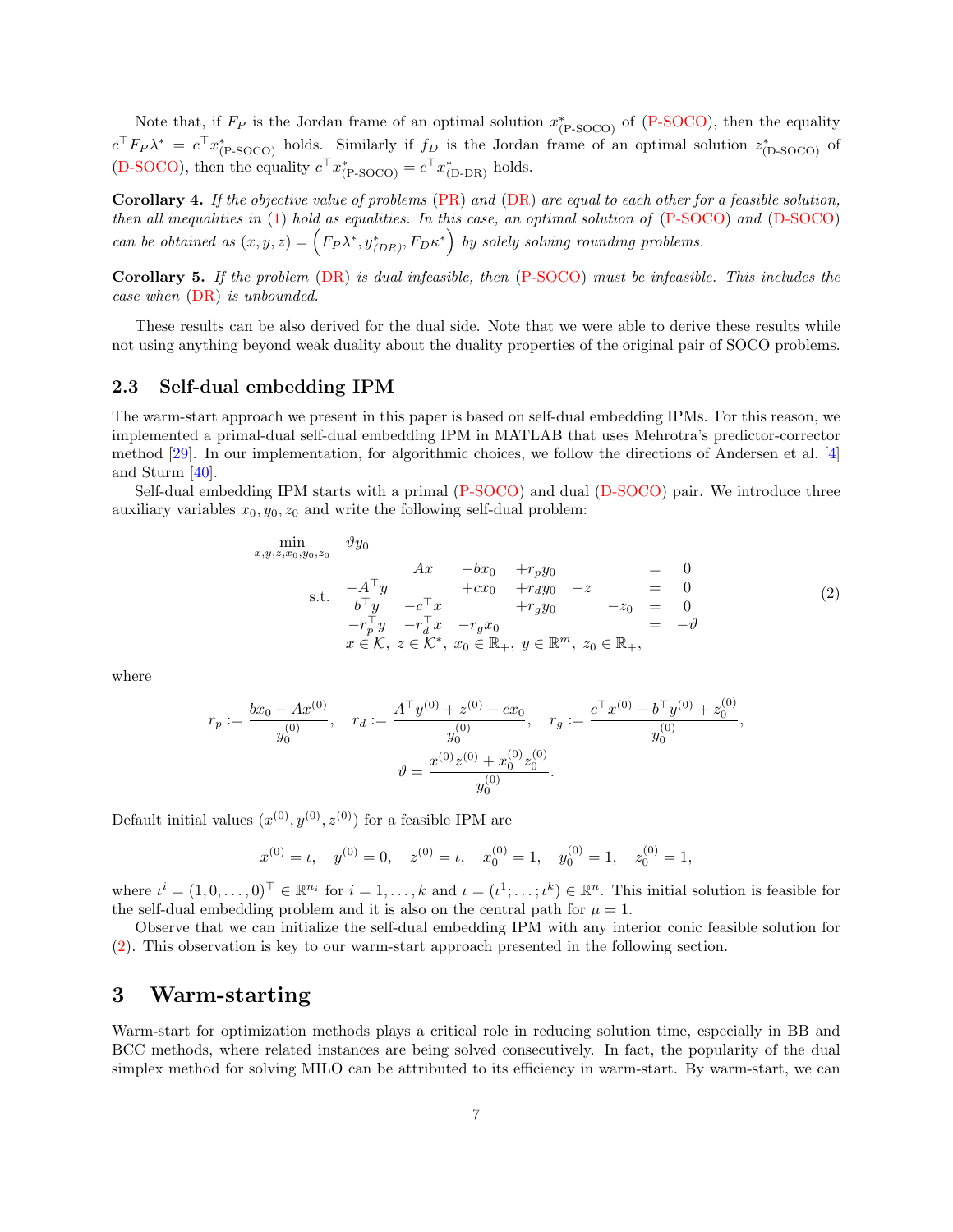Note that, if $F_P$ is the Jordan frame of an optimal solution $x^*_{\text{(P-SOCO)}}$ of (P-SOCO), then the equality $c^\top F_P \lambda^* = c^\top x^*_{\text{(P-SOCO)}}$ holds. Similarly if $f_D$ is the Jordan frame of an optimal solution $z^*_{\text{(D-SOCO)}}$ of (D-SOCO), then the equality $c^\top x^*_{\text{(P-SOCO)}} = c^\top x^*_{\text{(D-DR)}}$ holds.

**Corollary 4.** *If the objective value of problems (PR) and (DR) are equal to each other for a feasible solution, then all inequalities in (1) hold as equalities. In this case, an optimal solution of (P-SOCO) and (D-SOCO) can be obtained as* $(x, y, z) = \left(F_P \lambda^*, y^*_{(DR)}, F_D \kappa^*\right)$ *by solely solving rounding problems.*

**Corollary 5.** *If the problem (DR) is dual infeasible, then (P-SOCO) must be infeasible. This includes the case when (DR) is unbounded.*

These results can be also derived for the dual side. Note that we were able to derive these results while not using anything beyond weak duality about the duality properties of the original pair of SOCO problems.

### 2.3 Self-dual embedding IPM

The warm-start approach we present in this paper is based on self-dual embedding IPMs. For this reason, we implemented a primal-dual self-dual embedding IPM in MATLAB that uses Mehrotra's predictor-corrector method [29]. In our implementation, for algorithmic choices, we follow the directions of Andersen et al. [4] and Sturm [40].

Self-dual embedding IPM starts with a primal (P-SOCO) and dual (D-SOCO) pair. We introduce three auxiliary variables $x_0, y_0, z_0$ and write the following self-dual problem:

$$
\begin{array}{llllllll}
\min\limits_{x,y,z,x_0,y_0,z_0} & \vartheta y_0 & & & & & & \\
\text{s.t.} & & Ax & -bx_0 & +r_p y_0 & & = & 0 \\
& -A^\top y & & +cx_0 & +r_d y_0 & -z & = & 0 \\
& b^\top y & -c^\top x & & +r_g y_0 & -z_0 & = & 0 \\
& -r_p^\top y & -r_d^\top x & -r_g x_0 & & & = & -\vartheta \\
& \multicolumn{7}{l}{x \in \mathcal{K},\ z \in \mathcal{K}^*,\ x_0 \in \mathbb{R}_+,\ y \in \mathbb{R}^m,\ z_0 \in \mathbb{R}_+,}
\end{array}
\tag{2}
$$

where

$$
r_p := \frac{bx_0 - Ax^{(0)}}{y_0^{(0)}}, \quad r_d := \frac{A^\top y^{(0)} + z^{(0)} - cx_0}{y_0^{(0)}}, \quad r_g := \frac{c^\top x^{(0)} - b^\top y^{(0)} + z_0^{(0)}}{y_0^{(0)}},
$$

$$
\vartheta = \frac{x^{(0)} z^{(0)} + x_0^{(0)} z_0^{(0)}}{y_0^{(0)}}.
$$

Default initial values $(x^{(0)}, y^{(0)}, z^{(0)})$ for a feasible IPM are

$$
x^{(0)} = \iota, \quad y^{(0)} = 0, \quad z^{(0)} = \iota, \quad x_0^{(0)} = 1, \quad y_0^{(0)} = 1, \quad z_0^{(0)} = 1,
$$

where $\iota^i = (1, 0, \ldots, 0)^\top \in \mathbb{R}^{n_i}$ for $i = 1, \ldots, k$ and $\iota = (\iota^1; \ldots; \iota^k) \in \mathbb{R}^n$. This initial solution is feasible for the self-dual embedding problem and it is also on the central path for $\mu = 1$.

Observe that we can initialize the self-dual embedding IPM with any interior conic feasible solution for (2). This observation is key to our warm-start approach presented in the following section.

## 3 Warm-starting

Warm-start for optimization methods plays a critical role in reducing solution time, especially in BB and BCC methods, where related instances are being solved consecutively. In fact, the popularity of the dual simplex method for solving MILO can be attributed to its efficiency in warm-start. By warm-start, we can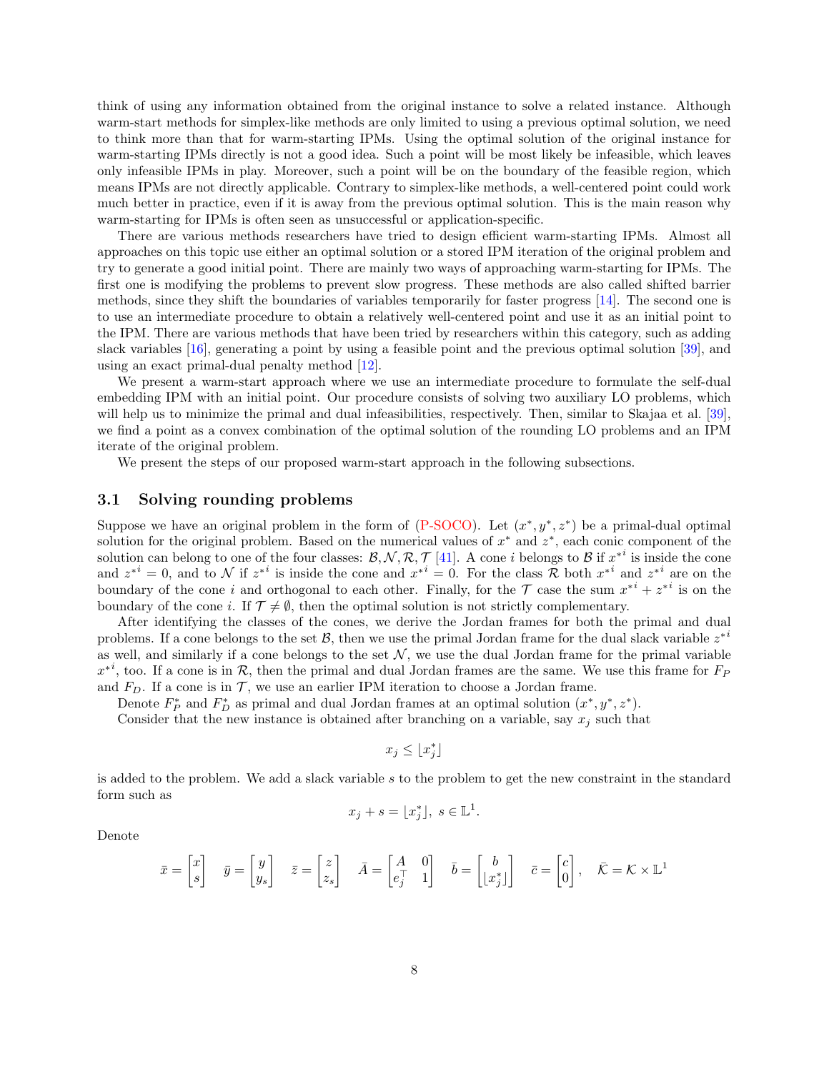think of using any information obtained from the original instance to solve a related instance. Although warm-start methods for simplex-like methods are only limited to using a previous optimal solution, we need to think more than that for warm-starting IPMs. Using the optimal solution of the original instance for warm-starting IPMs directly is not a good idea. Such a point will be most likely be infeasible, which leaves only infeasible IPMs in play. Moreover, such a point will be on the boundary of the feasible region, which means IPMs are not directly applicable. Contrary to simplex-like methods, a well-centered point could work much better in practice, even if it is away from the previous optimal solution. This is the main reason why warm-starting for IPMs is often seen as unsuccessful or application-specific.

There are various methods researchers have tried to design efficient warm-starting IPMs. Almost all approaches on this topic use either an optimal solution or a stored IPM iteration of the original problem and try to generate a good initial point. There are mainly two ways of approaching warm-starting for IPMs. The first one is modifying the problems to prevent slow progress. These methods are also called shifted barrier methods, since they shift the boundaries of variables temporarily for faster progress [14]. The second one is to use an intermediate procedure to obtain a relatively well-centered point and use it as an initial point to the IPM. There are various methods that have been tried by researchers within this category, such as adding slack variables [16], generating a point by using a feasible point and the previous optimal solution [39], and using an exact primal-dual penalty method [12].

We present a warm-start approach where we use an intermediate procedure to formulate the self-dual embedding IPM with an initial point. Our procedure consists of solving two auxiliary LO problems, which will help us to minimize the primal and dual infeasibilities, respectively. Then, similar to Skajaa et al. [39], we find a point as a convex combination of the optimal solution of the rounding LO problems and an IPM iterate of the original problem.

We present the steps of our proposed warm-start approach in the following subsections.

### 3.1 Solving rounding problems

Suppose we have an original problem in the form of (P-SOCO). Let $(x^*, y^*, z^*)$ be a primal-dual optimal solution for the original problem. Based on the numerical values of $x^*$ and $z^*$, each conic component of the solution can belong to one of the four classes: $\mathcal{B}, \mathcal{N}, \mathcal{R}, \mathcal{T}$ [41]. A cone $i$ belongs to $\mathcal{B}$ if $x^{*i}$ is inside the cone and $z^{*i} = 0$, and to $\mathcal{N}$ if $z^{*i}$ is inside the cone and $x^{*i} = 0$. For the class $\mathcal{R}$ both $x^{*i}$ and $z^{*i}$ are on the boundary of the cone $i$ and orthogonal to each other. Finally, for the $\mathcal{T}$ case the sum $x^{*i} + z^{*i}$ is on the boundary of the cone $i$. If $\mathcal{T} \neq \emptyset$, then the optimal solution is not strictly complementary.

After identifying the classes of the cones, we derive the Jordan frames for both the primal and dual problems. If a cone belongs to the set $\mathcal{B}$, then we use the primal Jordan frame for the dual slack variable $z^{*i}$ as well, and similarly if a cone belongs to the set $\mathcal{N}$, we use the dual Jordan frame for the primal variable $x^{*i}$, too. If a cone is in $\mathcal{R}$, then the primal and dual Jordan frames are the same. We use this frame for $F_P$ and $F_D$. If a cone is in $\mathcal{T}$, we use an earlier IPM iteration to choose a Jordan frame.

Denote $F_P^*$ and $F_D^*$ as primal and dual Jordan frames at an optimal solution $(x^*, y^*, z^*)$.

Consider that the new instance is obtained after branching on a variable, say $x_j$ such that

$$x_j \leq \lfloor x_j^* \rfloor$$

is added to the problem. We add a slack variable $s$ to the problem to get the new constraint in the standard form such as

$$x_j + s = \lfloor x_j^* \rfloor, \; s \in \mathbb{L}^1.$$

Denote

$$\bar{x} = \begin{bmatrix} x \\ s \end{bmatrix} \quad \bar{y} = \begin{bmatrix} y \\ y_s \end{bmatrix} \quad \bar{z} = \begin{bmatrix} z \\ z_s \end{bmatrix} \quad \bar{A} = \begin{bmatrix} A & 0 \\ e_j^\top & 1 \end{bmatrix} \quad \bar{b} = \begin{bmatrix} b \\ \lfloor x_j^* \rfloor \end{bmatrix} \quad \bar{c} = \begin{bmatrix} c \\ 0 \end{bmatrix}, \quad \bar{\mathcal{K}} = \mathcal{K} \times \mathbb{L}^1$$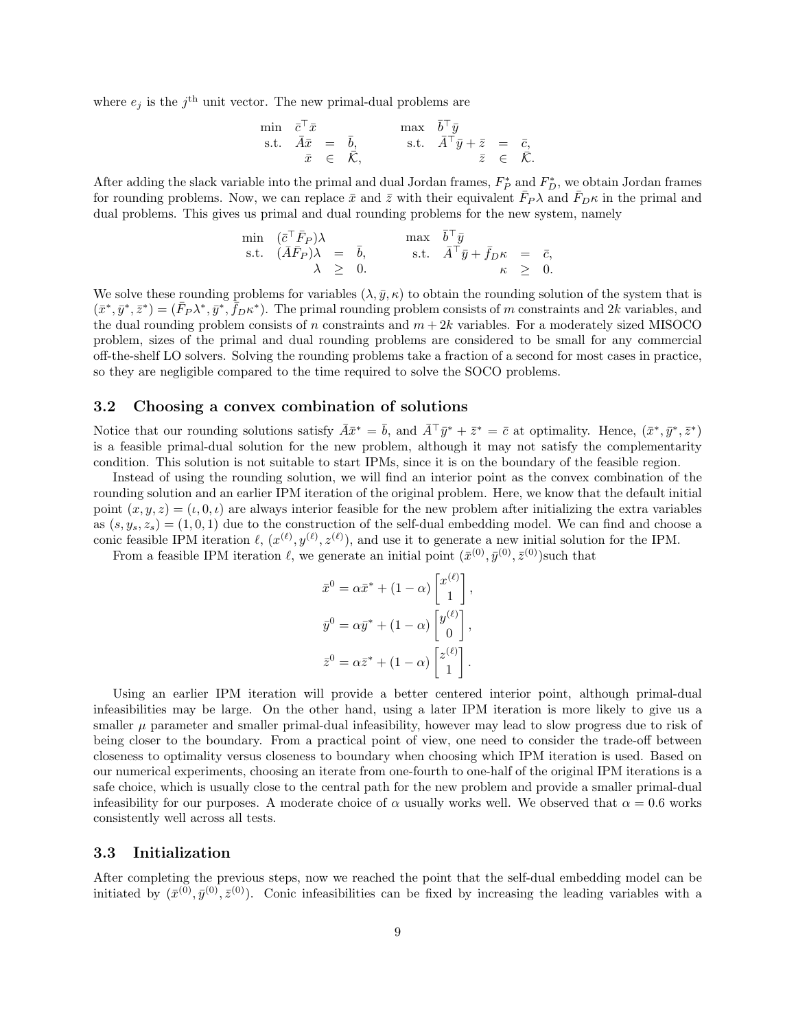where $e_j$ is the $j^{\text{th}}$ unit vector. The new primal-dual problems are

$$
\begin{array}{llll}
\min & \bar{c}^\top \bar{x} & & \\
\text{s.t.} & \bar{A}\bar{x} & = & \bar{b}, \\
& \bar{x} & \in & \bar{\mathcal{K}},
\end{array}
\qquad
\begin{array}{llll}
\max & \bar{b}^\top \bar{y} & & \\
\text{s.t.} & \bar{A}^\top \bar{y} + \bar{z} & = & \bar{c}, \\
& \bar{z} & \in & \bar{\mathcal{K}}.
\end{array}
$$

After adding the slack variable into the primal and dual Jordan frames, $F_P^*$ and $F_D^*$, we obtain Jordan frames for rounding problems. Now, we can replace $\bar{x}$ and $\bar{z}$ with their equivalent $\bar{F}_P\lambda$ and $\bar{F}_D\kappa$ in the primal and dual problems. This gives us primal and dual rounding problems for the new system, namely

$$
\begin{array}{llll}
\min & (\bar{c}^\top \bar{F}_P)\lambda & & \\
\text{s.t.} & (\bar{A}\bar{F}_P)\lambda & = & \bar{b}, \\
& \lambda & \geq & 0.
\end{array}
\qquad
\begin{array}{llll}
\max & \bar{b}^\top \bar{y} & & \\
\text{s.t.} & \bar{A}^\top \bar{y} + \bar{f}_D\kappa & = & \bar{c}, \\
& \kappa & \geq & 0.
\end{array}
$$

We solve these rounding problems for variables $(\lambda, \bar{y}, \kappa)$ to obtain the rounding solution of the system that is $(\bar{x}^*, \bar{y}^*, \bar{z}^*) = (\bar{F}_P\lambda^*, \bar{y}^*, \bar{f}_D\kappa^*)$. The primal rounding problem consists of $m$ constraints and $2k$ variables, and the dual rounding problem consists of $n$ constraints and $m + 2k$ variables. For a moderately sized MISOCO problem, sizes of the primal and dual rounding problems are considered to be small for any commercial off-the-shelf LO solvers. Solving the rounding problems take a fraction of a second for most cases in practice, so they are negligible compared to the time required to solve the SOCO problems.

### 3.2 Choosing a convex combination of solutions

Notice that our rounding solutions satisfy $\bar{A}\bar{x}^* = \bar{b}$, and $\bar{A}^\top\bar{y}^* + \bar{z}^* = \bar{c}$ at optimality. Hence, $(\bar{x}^*, \bar{y}^*, \bar{z}^*)$ is a feasible primal-dual solution for the new problem, although it may not satisfy the complementarity condition. This solution is not suitable to start IPMs, since it is on the boundary of the feasible region.

Instead of using the rounding solution, we will find an interior point as the convex combination of the rounding solution and an earlier IPM iteration of the original problem. Here, we know that the default initial point $(x, y, z) = (\iota, 0, \iota)$ are always interior feasible for the new problem after initializing the extra variables as $(s, y_s, z_s) = (1, 0, 1)$ due to the construction of the self-dual embedding model. We can find and choose a conic feasible IPM iteration $\ell$, $(x^{(\ell)}, y^{(\ell)}, z^{(\ell)})$, and use it to generate a new initial solution for the IPM.

From a feasible IPM iteration $\ell$, we generate an initial point $(\bar{x}^{(0)}, \bar{y}^{(0)}, \bar{z}^{(0)})$such that

$$
\bar{x}^0 = \alpha\bar{x}^* + (1 - \alpha)\begin{bmatrix} x^{(\ell)} \\ 1 \end{bmatrix},
$$

$$
\bar{y}^0 = \alpha\bar{y}^* + (1 - \alpha)\begin{bmatrix} y^{(\ell)} \\ 0 \end{bmatrix},
$$

$$
\bar{z}^0 = \alpha\bar{z}^* + (1 - \alpha)\begin{bmatrix} z^{(\ell)} \\ 1 \end{bmatrix}.
$$

Using an earlier IPM iteration will provide a better centered interior point, although primal-dual infeasibilities may be large. On the other hand, using a later IPM iteration is more likely to give us a smaller $\mu$ parameter and smaller primal-dual infeasibility, however may lead to slow progress due to risk of being closer to the boundary. From a practical point of view, one need to consider the trade-off between closeness to optimality versus closeness to boundary when choosing which IPM iteration is used. Based on our numerical experiments, choosing an iterate from one-fourth to one-half of the original IPM iterations is a safe choice, which is usually close to the central path for the new problem and provide a smaller primal-dual infeasibility for our purposes. A moderate choice of $\alpha$ usually works well. We observed that $\alpha = 0.6$ works consistently well across all tests.

### 3.3 Initialization

After completing the previous steps, now we reached the point that the self-dual embedding model can be initiated by $(\bar{x}^{(0)}, \bar{y}^{(0)}, \bar{z}^{(0)})$. Conic infeasibilities can be fixed by increasing the leading variables with a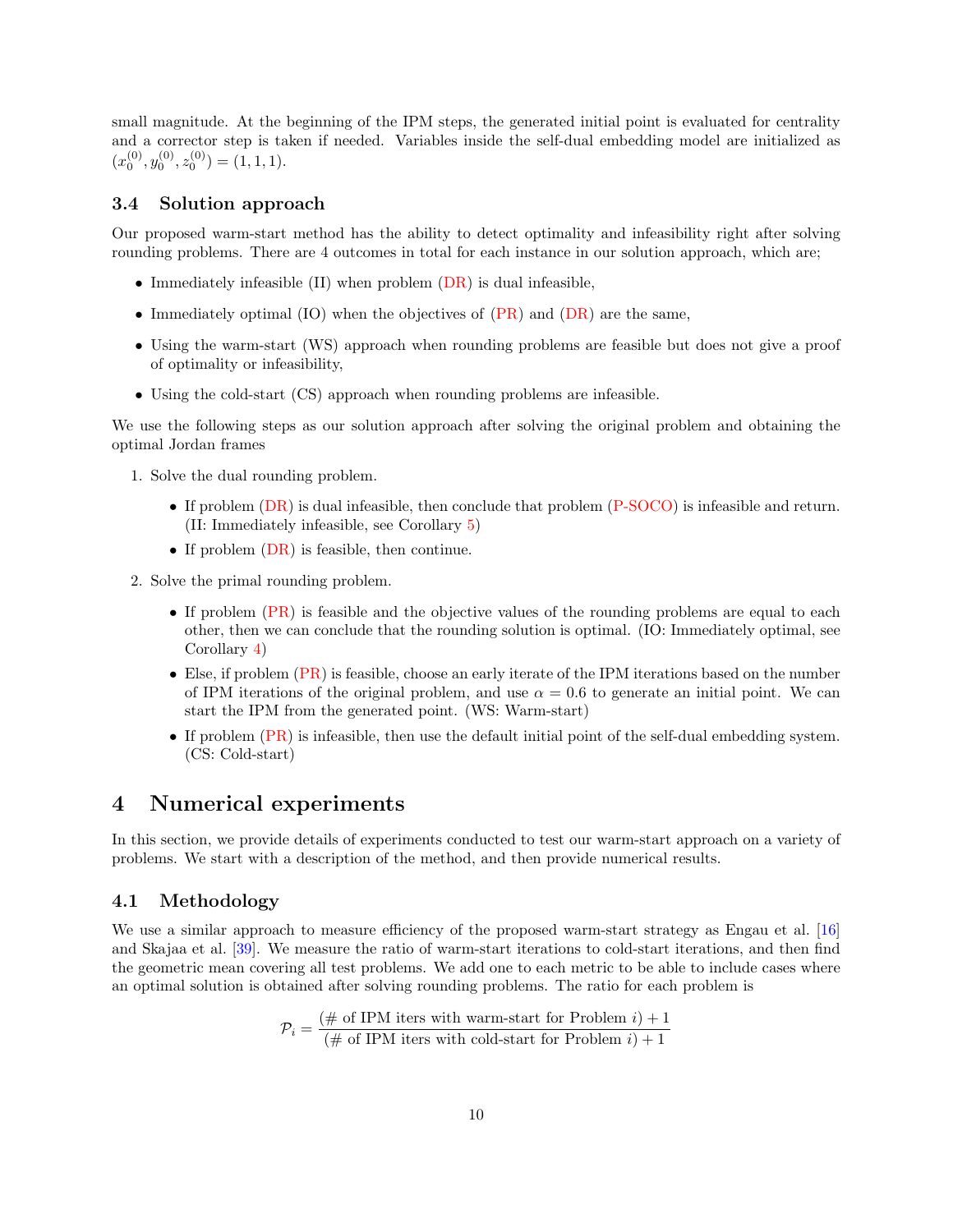small magnitude. At the beginning of the IPM steps, the generated initial point is evaluated for centrality and a corrector step is taken if needed. Variables inside the self-dual embedding model are initialized as $(x_0^{(0)}, y_0^{(0)}, z_0^{(0)}) = (1, 1, 1)$.

### 3.4 Solution approach

Our proposed warm-start method has the ability to detect optimality and infeasibility right after solving rounding problems. There are 4 outcomes in total for each instance in our solution approach, which are;

- Immediately infeasible (II) when problem (DR) is dual infeasible,
- Immediately optimal (IO) when the objectives of (PR) and (DR) are the same,
- Using the warm-start (WS) approach when rounding problems are feasible but does not give a proof of optimality or infeasibility,
- Using the cold-start (CS) approach when rounding problems are infeasible.

We use the following steps as our solution approach after solving the original problem and obtaining the optimal Jordan frames

1. Solve the dual rounding problem.
   - If problem (DR) is dual infeasible, then conclude that problem (P-SOCO) is infeasible and return. (II: Immediately infeasible, see Corollary 5)
   - If problem (DR) is feasible, then continue.
2. Solve the primal rounding problem.
   - If problem (PR) is feasible and the objective values of the rounding problems are equal to each other, then we can conclude that the rounding solution is optimal. (IO: Immediately optimal, see Corollary 4)
   - Else, if problem (PR) is feasible, choose an early iterate of the IPM iterations based on the number of IPM iterations of the original problem, and use $\alpha = 0.6$ to generate an initial point. We can start the IPM from the generated point. (WS: Warm-start)
   - If problem (PR) is infeasible, then use the default initial point of the self-dual embedding system. (CS: Cold-start)

## 4 Numerical experiments

In this section, we provide details of experiments conducted to test our warm-start approach on a variety of problems. We start with a description of the method, and then provide numerical results.

### 4.1 Methodology

We use a similar approach to measure efficiency of the proposed warm-start strategy as Engau et al. [16] and Skajaa et al. [39]. We measure the ratio of warm-start iterations to cold-start iterations, and then find the geometric mean covering all test problems. We add one to each metric to be able to include cases where an optimal solution is obtained after solving rounding problems. The ratio for each problem is

$$\mathcal{P}_i = \frac{(\text{\# of IPM iters with warm-start for Problem } i) + 1}{(\text{\# of IPM iters with cold-start for Problem } i) + 1}$$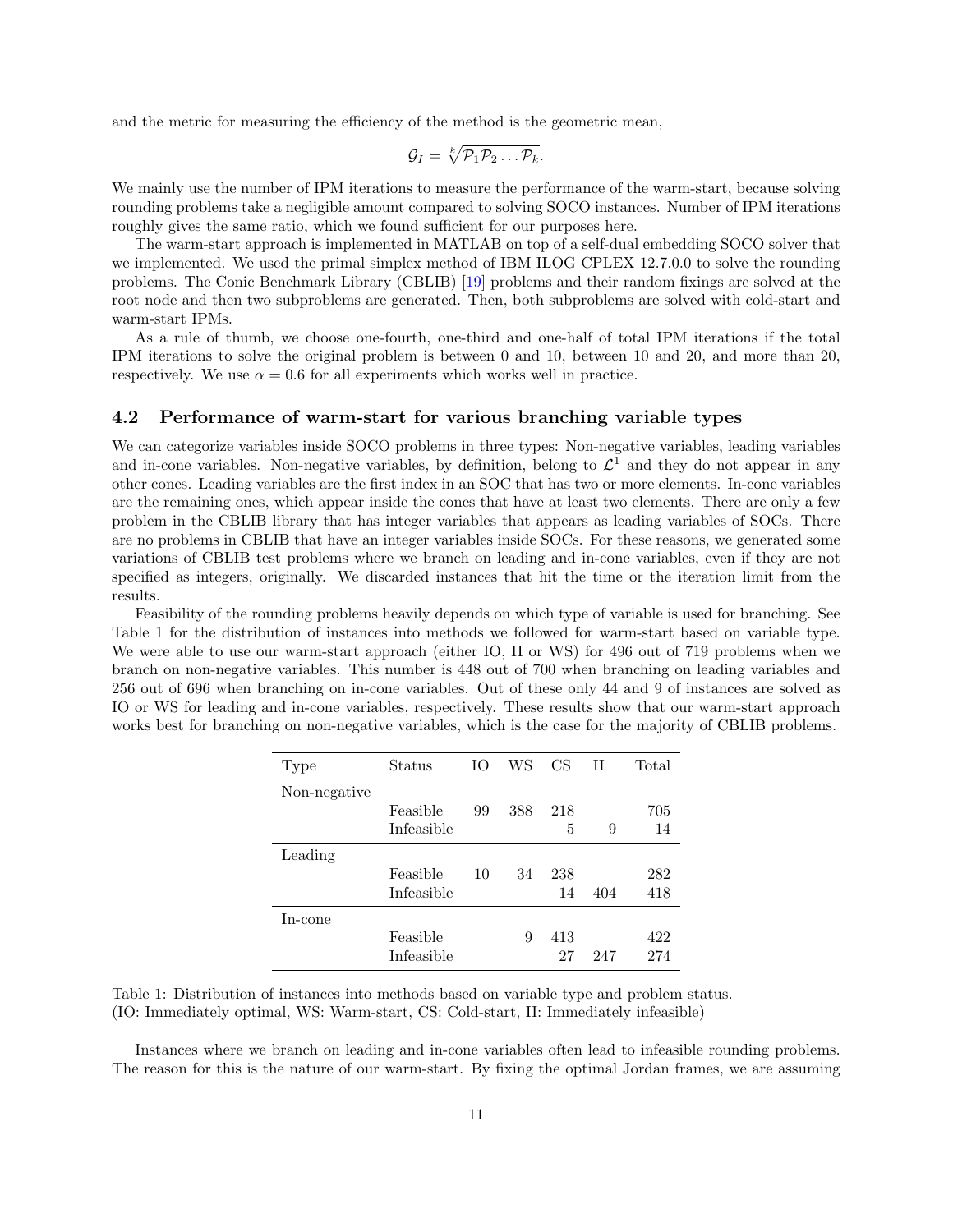and the metric for measuring the efficiency of the method is the geometric mean,

$$\mathcal{G}_I = \sqrt[k]{\mathcal{P}_1 \mathcal{P}_2 \ldots \mathcal{P}_k}.$$

We mainly use the number of IPM iterations to measure the performance of the warm-start, because solving rounding problems take a negligible amount compared to solving SOCO instances. Number of IPM iterations roughly gives the same ratio, which we found sufficient for our purposes here.

The warm-start approach is implemented in MATLAB on top of a self-dual embedding SOCO solver that we implemented. We used the primal simplex method of IBM ILOG CPLEX 12.7.0.0 to solve the rounding problems. The Conic Benchmark Library (CBLIB) [19] problems and their random fixings are solved at the root node and then two subproblems are generated. Then, both subproblems are solved with cold-start and warm-start IPMs.

As a rule of thumb, we choose one-fourth, one-third and one-half of total IPM iterations if the total IPM iterations to solve the original problem is between 0 and 10, between 10 and 20, and more than 20, respectively. We use $\alpha = 0.6$ for all experiments which works well in practice.

## 4.2 Performance of warm-start for various branching variable types

We can categorize variables inside SOCO problems in three types: Non-negative variables, leading variables and in-cone variables. Non-negative variables, by definition, belong to $\mathcal{L}^1$ and they do not appear in any other cones. Leading variables are the first index in an SOC that has two or more elements. In-cone variables are the remaining ones, which appear inside the cones that have at least two elements. There are only a few problem in the CBLIB library that has integer variables that appears as leading variables of SOCs. There are no problems in CBLIB that have an integer variables inside SOCs. For these reasons, we generated some variations of CBLIB test problems where we branch on leading and in-cone variables, even if they are not specified as integers, originally. We discarded instances that hit the time or the iteration limit from the results.

Feasibility of the rounding problems heavily depends on which type of variable is used for branching. See Table 1 for the distribution of instances into methods we followed for warm-start based on variable type. We were able to use our warm-start approach (either IO, II or WS) for 496 out of 719 problems when we branch on non-negative variables. This number is 448 out of 700 when branching on leading variables and 256 out of 696 when branching on in-cone variables. Out of these only 44 and 9 of instances are solved as IO or WS for leading and in-cone variables, respectively. These results show that our warm-start approach works best for branching on non-negative variables, which is the case for the majority of CBLIB problems.

| Type | Status | IO | WS | CS | II | Total |
|---|---|---|---|---|---|---|
| Non-negative | | | | | | |
| | Feasible | 99 | 388 | 218 | | 705 |
| | Infeasible | | | 5 | 9 | 14 |
| Leading | | | | | | |
| | Feasible | 10 | 34 | 238 | | 282 |
| | Infeasible | | | 14 | 404 | 418 |
| In-cone | | | | | | |
| | Feasible | | 9 | 413 | | 422 |
| | Infeasible | | | 27 | 247 | 274 |

Table 1: Distribution of instances into methods based on variable type and problem status.
(IO: Immediately optimal, WS: Warm-start, CS: Cold-start, II: Immediately infeasible)

Instances where we branch on leading and in-cone variables often lead to infeasible rounding problems. The reason for this is the nature of our warm-start. By fixing the optimal Jordan frames, we are assuming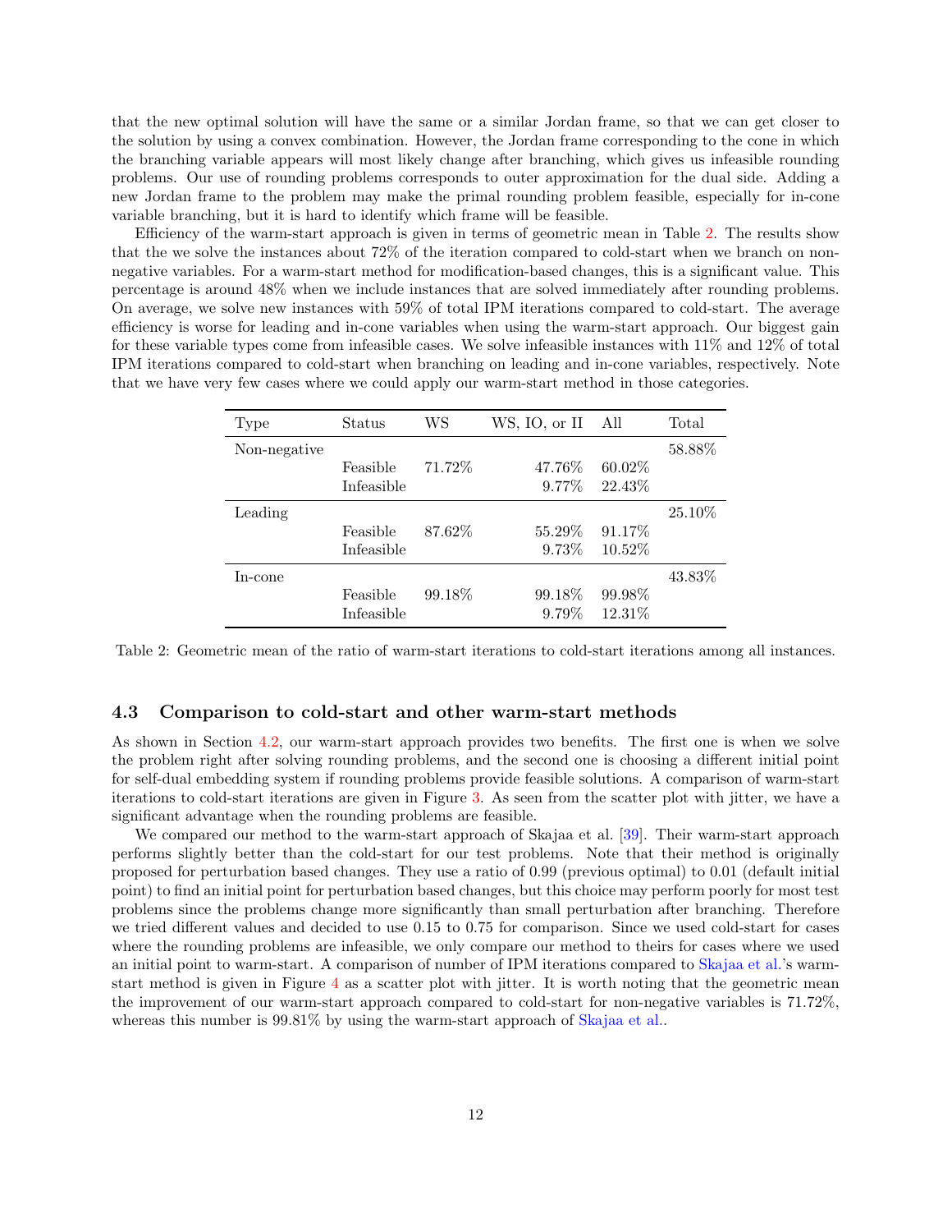that the new optimal solution will have the same or a similar Jordan frame, so that we can get closer to the solution by using a convex combination. However, the Jordan frame corresponding to the cone in which the branching variable appears will most likely change after branching, which gives us infeasible rounding problems. Our use of rounding problems corresponds to outer approximation for the dual side. Adding a new Jordan frame to the problem may make the primal rounding problem feasible, especially for in-cone variable branching, but it is hard to identify which frame will be feasible.

Efficiency of the warm-start approach is given in terms of geometric mean in Table 2. The results show that the we solve the instances about 72% of the iteration compared to cold-start when we branch on non-negative variables. For a warm-start method for modification-based changes, this is a significant value. This percentage is around 48% when we include instances that are solved immediately after rounding problems. On average, we solve new instances with 59% of total IPM iterations compared to cold-start. The average efficiency is worse for leading and in-cone variables when using the warm-start approach. Our biggest gain for these variable types come from infeasible cases. We solve infeasible instances with 11% and 12% of total IPM iterations compared to cold-start when branching on leading and in-cone variables, respectively. Note that we have very few cases where we could apply our warm-start method in those categories.

| Type | Status | WS | WS, IO, or II | All | Total |
|---|---|---|---|---|---|
| Non-negative | | | | | 58.88% |
| | Feasible | 71.72% | 47.76% | 60.02% | |
| | Infeasible | | 9.77% | 22.43% | |
| Leading | | | | | 25.10% |
| | Feasible | 87.62% | 55.29% | 91.17% | |
| | Infeasible | | 9.73% | 10.52% | |
| In-cone | | | | | 43.83% |
| | Feasible | 99.18% | 99.18% | 99.98% | |
| | Infeasible | | 9.79% | 12.31% | |

Table 2: Geometric mean of the ratio of warm-start iterations to cold-start iterations among all instances.

### 4.3 Comparison to cold-start and other warm-start methods

As shown in Section 4.2, our warm-start approach provides two benefits. The first one is when we solve the problem right after solving rounding problems, and the second one is choosing a different initial point for self-dual embedding system if rounding problems provide feasible solutions. A comparison of warm-start iterations to cold-start iterations are given in Figure 3. As seen from the scatter plot with jitter, we have a significant advantage when the rounding problems are feasible.

We compared our method to the warm-start approach of Skajaa et al. [39]. Their warm-start approach performs slightly better than the cold-start for our test problems. Note that their method is originally proposed for perturbation based changes. They use a ratio of 0.99 (previous optimal) to 0.01 (default initial point) to find an initial point for perturbation based changes, but this choice may perform poorly for most test problems since the problems change more significantly than small perturbation after branching. Therefore we tried different values and decided to use 0.15 to 0.75 for comparison. Since we used cold-start for cases where the rounding problems are infeasible, we only compare our method to theirs for cases where we used an initial point to warm-start. A comparison of number of IPM iterations compared to Skajaa et al.'s warm-start method is given in Figure 4 as a scatter plot with jitter. It is worth noting that the geometric mean the improvement of our warm-start approach compared to cold-start for non-negative variables is 71.72%, whereas this number is 99.81% by using the warm-start approach of Skajaa et al..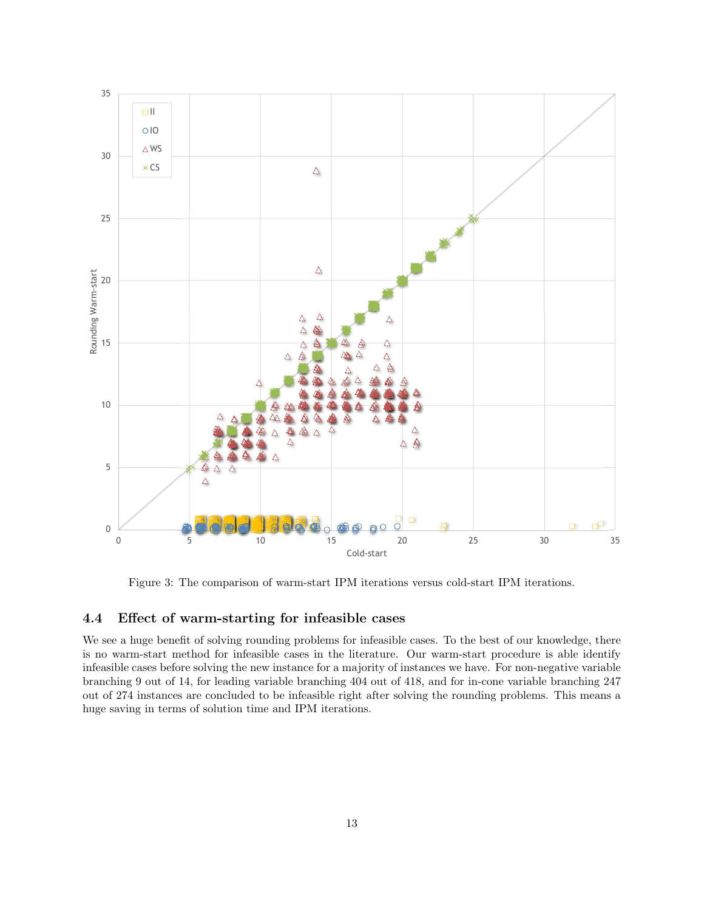Figure 3: The comparison of warm-start IPM iterations versus cold-start IPM iterations.

### 4.4 Effect of warm-starting for infeasible cases

We see a huge benefit of solving rounding problems for infeasible cases. To the best of our knowledge, there is no warm-start method for infeasible cases in the literature. Our warm-start procedure is able identify infeasible cases before solving the new instance for a majority of instances we have. For non-negative variable branching 9 out of 14, for leading variable branching 404 out of 418, and for in-cone variable branching 247 out of 274 instances are concluded to be infeasible right after solving the rounding problems. This means a huge saving in terms of solution time and IPM iterations.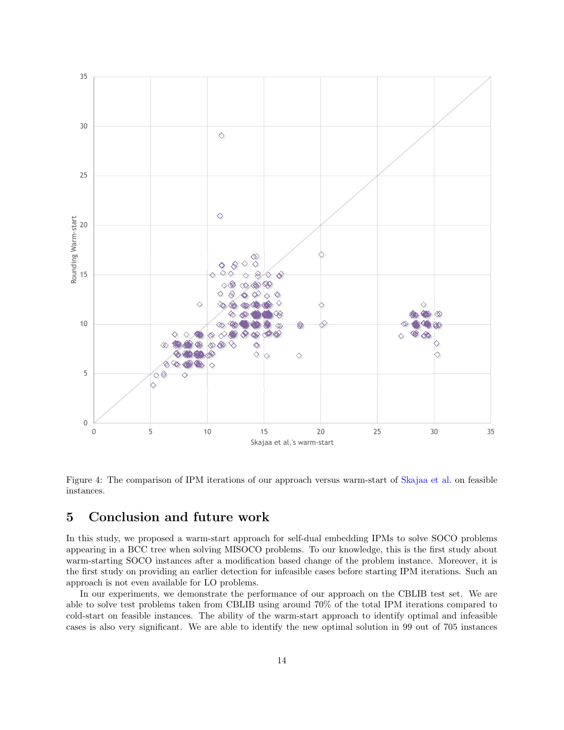Figure 4: The comparison of IPM iterations of our approach versus warm-start of Skajaa et al. on feasible instances.

## 5 Conclusion and future work

In this study, we proposed a warm-start approach for self-dual embedding IPMs to solve SOCO problems appearing in a BCC tree when solving MISOCO problems. To our knowledge, this is the first study about warm-starting SOCO instances after a modification based change of the problem instance. Moreover, it is the first study on providing an earlier detection for infeasible cases before starting IPM iterations. Such an approach is not even available for LO problems.

In our experiments, we demonstrate the performance of our approach on the CBLIB test set. We are able to solve test problems taken from CBLIB using around 70% of the total IPM iterations compared to cold-start on feasible instances. The ability of the warm-start approach to identify optimal and infeasible cases is also very significant. We are able to identify the new optimal solution in 99 out of 705 instances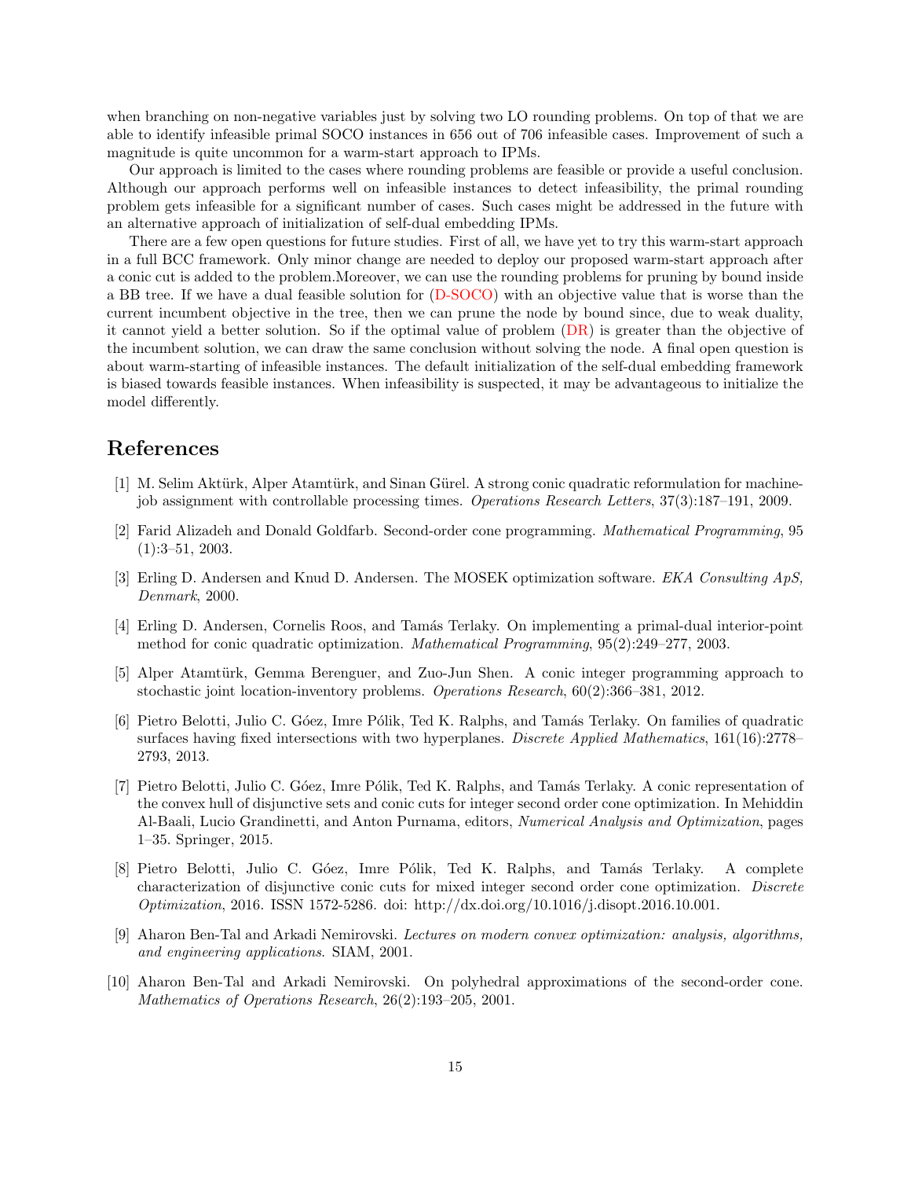when branching on non-negative variables just by solving two LO rounding problems. On top of that we are able to identify infeasible primal SOCO instances in 656 out of 706 infeasible cases. Improvement of such a magnitude is quite uncommon for a warm-start approach to IPMs.

Our approach is limited to the cases where rounding problems are feasible or provide a useful conclusion. Although our approach performs well on infeasible instances to detect infeasibility, the primal rounding problem gets infeasible for a significant number of cases. Such cases might be addressed in the future with an alternative approach of initialization of self-dual embedding IPMs.

There are a few open questions for future studies. First of all, we have yet to try this warm-start approach in a full BCC framework. Only minor change are needed to deploy our proposed warm-start approach after a conic cut is added to the problem.Moreover, we can use the rounding problems for pruning by bound inside a BB tree. If we have a dual feasible solution for (D-SOCO) with an objective value that is worse than the current incumbent objective in the tree, then we can prune the node by bound since, due to weak duality, it cannot yield a better solution. So if the optimal value of problem (DR) is greater than the objective of the incumbent solution, we can draw the same conclusion without solving the node. A final open question is about warm-starting of infeasible instances. The default initialization of the self-dual embedding framework is biased towards feasible instances. When infeasibility is suspected, it may be advantageous to initialize the model differently.

# References

[1] M. Selim Aktürk, Alper Atamtürk, and Sinan Gürel. A strong conic quadratic reformulation for machine-job assignment with controllable processing times. *Operations Research Letters*, 37(3):187–191, 2009.

[2] Farid Alizadeh and Donald Goldfarb. Second-order cone programming. *Mathematical Programming*, 95 (1):3–51, 2003.

[3] Erling D. Andersen and Knud D. Andersen. The MOSEK optimization software. *EKA Consulting ApS, Denmark*, 2000.

[4] Erling D. Andersen, Cornelis Roos, and Tamás Terlaky. On implementing a primal-dual interior-point method for conic quadratic optimization. *Mathematical Programming*, 95(2):249–277, 2003.

[5] Alper Atamtürk, Gemma Berenguer, and Zuo-Jun Shen. A conic integer programming approach to stochastic joint location-inventory problems. *Operations Research*, 60(2):366–381, 2012.

[6] Pietro Belotti, Julio C. Góez, Imre Pólik, Ted K. Ralphs, and Tamás Terlaky. On families of quadratic surfaces having fixed intersections with two hyperplanes. *Discrete Applied Mathematics*, 161(16):2778–2793, 2013.

[7] Pietro Belotti, Julio C. Góez, Imre Pólik, Ted K. Ralphs, and Tamás Terlaky. A conic representation of the convex hull of disjunctive sets and conic cuts for integer second order cone optimization. In Mehiddin Al-Baali, Lucio Grandinetti, and Anton Purnama, editors, *Numerical Analysis and Optimization*, pages 1–35. Springer, 2015.

[8] Pietro Belotti, Julio C. Góez, Imre Pólik, Ted K. Ralphs, and Tamás Terlaky. A complete characterization of disjunctive conic cuts for mixed integer second order cone optimization. *Discrete Optimization*, 2016. ISSN 1572-5286. doi: http://dx.doi.org/10.1016/j.disopt.2016.10.001.

[9] Aharon Ben-Tal and Arkadi Nemirovski. *Lectures on modern convex optimization: analysis, algorithms, and engineering applications*. SIAM, 2001.

[10] Aharon Ben-Tal and Arkadi Nemirovski. On polyhedral approximations of the second-order cone. *Mathematics of Operations Research*, 26(2):193–205, 2001.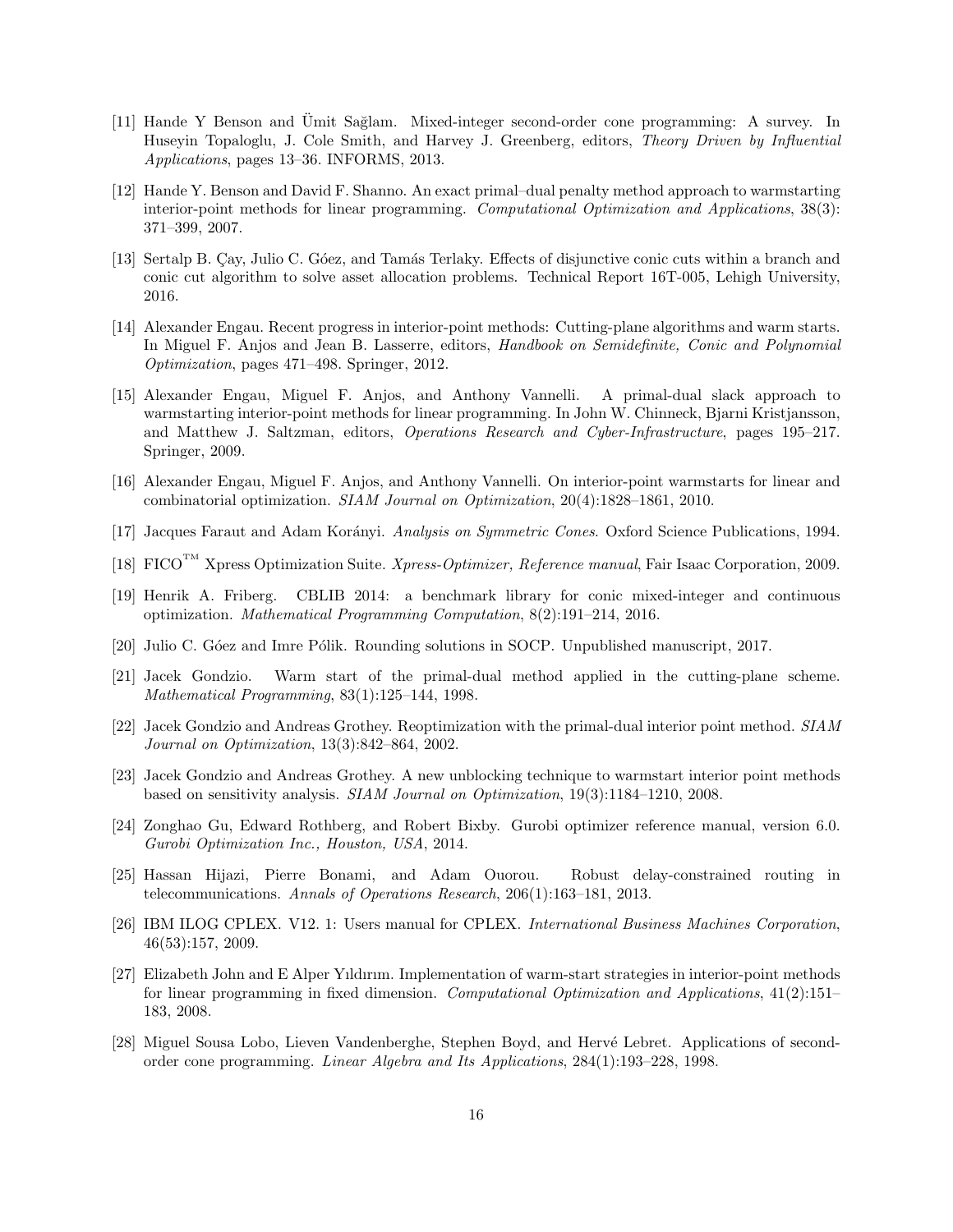[11] Hande Y Benson and Ümit Sağlam. Mixed-integer second-order cone programming: A survey. In Huseyin Topaloglu, J. Cole Smith, and Harvey J. Greenberg, editors, *Theory Driven by Influential Applications*, pages 13–36. INFORMS, 2013.

[12] Hande Y. Benson and David F. Shanno. An exact primal–dual penalty method approach to warmstarting interior-point methods for linear programming. *Computational Optimization and Applications*, 38(3): 371–399, 2007.

[13] Sertalp B. Çay, Julio C. Góez, and Tamás Terlaky. Effects of disjunctive conic cuts within a branch and conic cut algorithm to solve asset allocation problems. Technical Report 16T-005, Lehigh University, 2016.

[14] Alexander Engau. Recent progress in interior-point methods: Cutting-plane algorithms and warm starts. In Miguel F. Anjos and Jean B. Lasserre, editors, *Handbook on Semidefinite, Conic and Polynomial Optimization*, pages 471–498. Springer, 2012.

[15] Alexander Engau, Miguel F. Anjos, and Anthony Vannelli. A primal-dual slack approach to warmstarting interior-point methods for linear programming. In John W. Chinneck, Bjarni Kristjansson, and Matthew J. Saltzman, editors, *Operations Research and Cyber-Infrastructure*, pages 195–217. Springer, 2009.

[16] Alexander Engau, Miguel F. Anjos, and Anthony Vannelli. On interior-point warmstarts for linear and combinatorial optimization. *SIAM Journal on Optimization*, 20(4):1828–1861, 2010.

[17] Jacques Faraut and Adam Korányi. *Analysis on Symmetric Cones*. Oxford Science Publications, 1994.

[18] FICO™ Xpress Optimization Suite. *Xpress-Optimizer, Reference manual*, Fair Isaac Corporation, 2009.

[19] Henrik A. Friberg. CBLIB 2014: a benchmark library for conic mixed-integer and continuous optimization. *Mathematical Programming Computation*, 8(2):191–214, 2016.

[20] Julio C. Góez and Imre Pólik. Rounding solutions in SOCP. Unpublished manuscript, 2017.

[21] Jacek Gondzio. Warm start of the primal-dual method applied in the cutting-plane scheme. *Mathematical Programming*, 83(1):125–144, 1998.

[22] Jacek Gondzio and Andreas Grothey. Reoptimization with the primal-dual interior point method. *SIAM Journal on Optimization*, 13(3):842–864, 2002.

[23] Jacek Gondzio and Andreas Grothey. A new unblocking technique to warmstart interior point methods based on sensitivity analysis. *SIAM Journal on Optimization*, 19(3):1184–1210, 2008.

[24] Zonghao Gu, Edward Rothberg, and Robert Bixby. Gurobi optimizer reference manual, version 6.0. *Gurobi Optimization Inc., Houston, USA*, 2014.

[25] Hassan Hijazi, Pierre Bonami, and Adam Ouorou. Robust delay-constrained routing in telecommunications. *Annals of Operations Research*, 206(1):163–181, 2013.

[26] IBM ILOG CPLEX. V12. 1: Users manual for CPLEX. *International Business Machines Corporation*, 46(53):157, 2009.

[27] Elizabeth John and E Alper Yıldırım. Implementation of warm-start strategies in interior-point methods for linear programming in fixed dimension. *Computational Optimization and Applications*, 41(2):151–183, 2008.

[28] Miguel Sousa Lobo, Lieven Vandenberghe, Stephen Boyd, and Hervé Lebret. Applications of second-order cone programming. *Linear Algebra and Its Applications*, 284(1):193–228, 1998.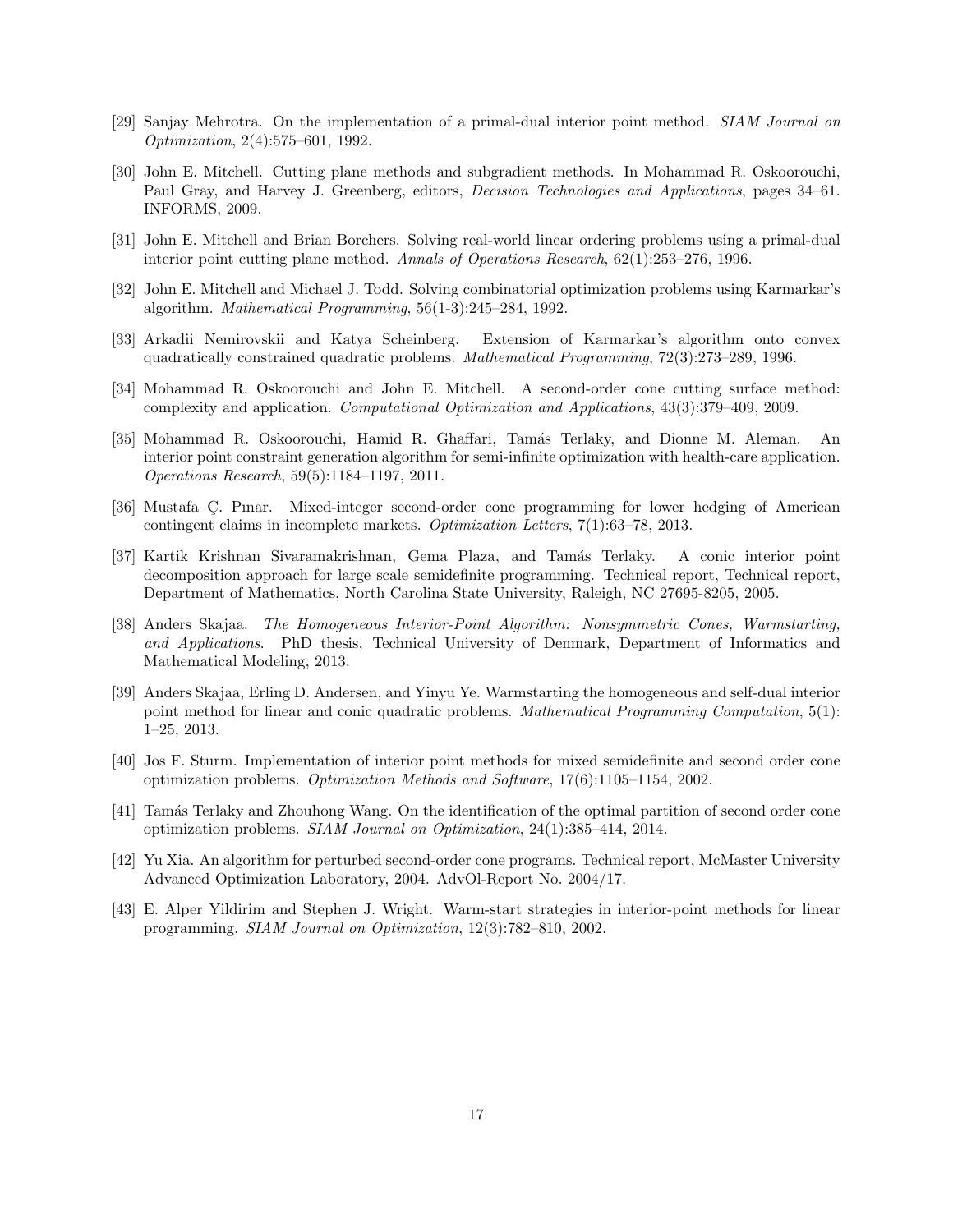[29] Sanjay Mehrotra. On the implementation of a primal-dual interior point method. *SIAM Journal on Optimization*, 2(4):575–601, 1992.

[30] John E. Mitchell. Cutting plane methods and subgradient methods. In Mohammad R. Oskoorouchi, Paul Gray, and Harvey J. Greenberg, editors, *Decision Technologies and Applications*, pages 34–61. INFORMS, 2009.

[31] John E. Mitchell and Brian Borchers. Solving real-world linear ordering problems using a primal-dual interior point cutting plane method. *Annals of Operations Research*, 62(1):253–276, 1996.

[32] John E. Mitchell and Michael J. Todd. Solving combinatorial optimization problems using Karmarkar's algorithm. *Mathematical Programming*, 56(1-3):245–284, 1992.

[33] Arkadii Nemirovskii and Katya Scheinberg. Extension of Karmarkar's algorithm onto convex quadratically constrained quadratic problems. *Mathematical Programming*, 72(3):273–289, 1996.

[34] Mohammad R. Oskoorouchi and John E. Mitchell. A second-order cone cutting surface method: complexity and application. *Computational Optimization and Applications*, 43(3):379–409, 2009.

[35] Mohammad R. Oskoorouchi, Hamid R. Ghaffari, Tamás Terlaky, and Dionne M. Aleman. An interior point constraint generation algorithm for semi-infinite optimization with health-care application. *Operations Research*, 59(5):1184–1197, 2011.

[36] Mustafa Ç. Pınar. Mixed-integer second-order cone programming for lower hedging of American contingent claims in incomplete markets. *Optimization Letters*, 7(1):63–78, 2013.

[37] Kartik Krishnan Sivaramakrishnan, Gema Plaza, and Tamás Terlaky. A conic interior point decomposition approach for large scale semidefinite programming. Technical report, Technical report, Department of Mathematics, North Carolina State University, Raleigh, NC 27695-8205, 2005.

[38] Anders Skajaa. *The Homogeneous Interior-Point Algorithm: Nonsymmetric Cones, Warmstarting, and Applications*. PhD thesis, Technical University of Denmark, Department of Informatics and Mathematical Modeling, 2013.

[39] Anders Skajaa, Erling D. Andersen, and Yinyu Ye. Warmstarting the homogeneous and self-dual interior point method for linear and conic quadratic problems. *Mathematical Programming Computation*, 5(1): 1–25, 2013.

[40] Jos F. Sturm. Implementation of interior point methods for mixed semidefinite and second order cone optimization problems. *Optimization Methods and Software*, 17(6):1105–1154, 2002.

[41] Tamás Terlaky and Zhouhong Wang. On the identification of the optimal partition of second order cone optimization problems. *SIAM Journal on Optimization*, 24(1):385–414, 2014.

[42] Yu Xia. An algorithm for perturbed second-order cone programs. Technical report, McMaster University Advanced Optimization Laboratory, 2004. AdvOl-Report No. 2004/17.

[43] E. Alper Yildirim and Stephen J. Wright. Warm-start strategies in interior-point methods for linear programming. *SIAM Journal on Optimization*, 12(3):782–810, 2002.